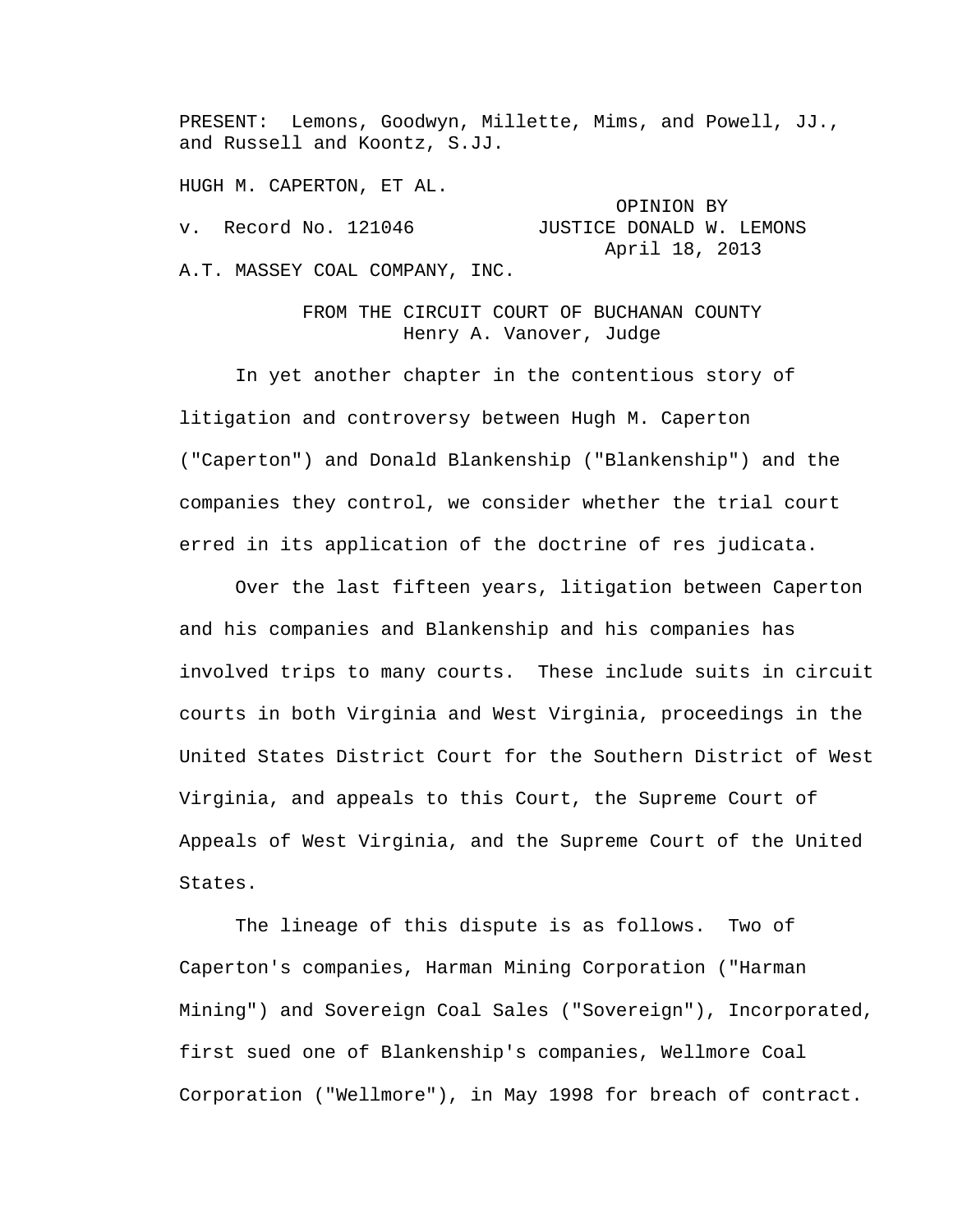PRESENT: Lemons, Goodwyn, Millette, Mims, and Powell, JJ., and Russell and Koontz, S.JJ.

HUGH M. CAPERTON, ET AL.

v. Record No. 121046

OPINION BY JUSTICE DONALD W. LEMONS
April 18, 2013

A.T. MASSEY COAL COMPANY, INC.

FROM THE CIRCUIT COURT OF BUCHANAN COUNTY
Henry A. Vanover, Judge

In yet another chapter in the contentious story of litigation and controversy between Hugh M. Caperton ("Caperton") and Donald Blankenship ("Blankenship") and the companies they control, we consider whether the trial court erred in its application of the doctrine of res judicata.

Over the last fifteen years, litigation between Caperton and his companies and Blankenship and his companies has involved trips to many courts. These include suits in circuit courts in both Virginia and West Virginia, proceedings in the United States District Court for the Southern District of West Virginia, and appeals to this Court, the Supreme Court of Appeals of West Virginia, and the Supreme Court of the United States.

The lineage of this dispute is as follows. Two of Caperton's companies, Harman Mining Corporation ("Harman Mining") and Sovereign Coal Sales ("Sovereign"), Incorporated, first sued one of Blankenship's companies, Wellmore Coal Corporation ("Wellmore"), in May 1998 for breach of contract.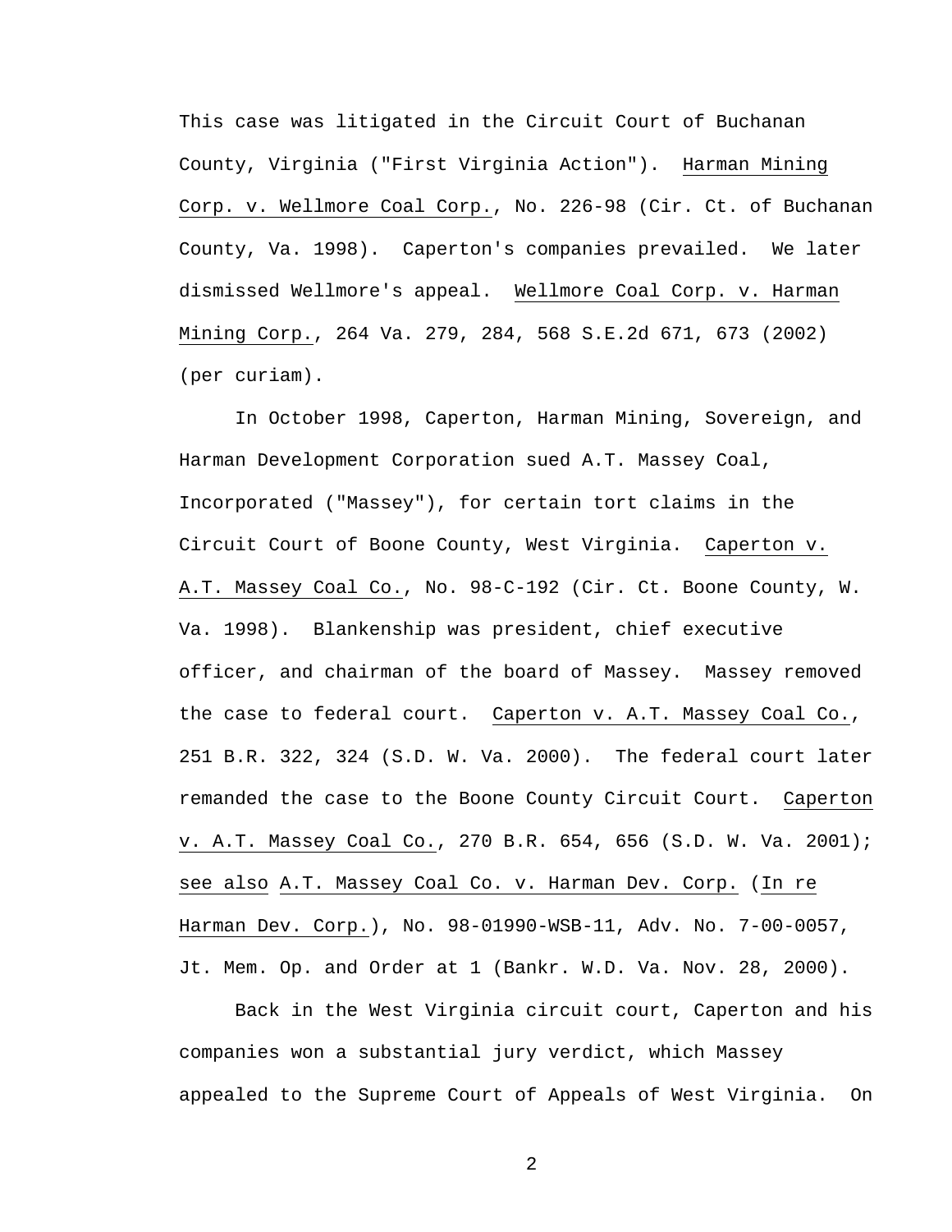This case was litigated in the Circuit Court of Buchanan County, Virginia ("First Virginia Action"). Harman Mining Corp. v. Wellmore Coal Corp., No. 226-98 (Cir. Ct. of Buchanan County, Va. 1998). Caperton's companies prevailed. We later dismissed Wellmore's appeal. Wellmore Coal Corp. v. Harman Mining Corp., 264 Va. 279, 284, 568 S.E.2d 671, 673 (2002) (per curiam).

In October 1998, Caperton, Harman Mining, Sovereign, and Harman Development Corporation sued A.T. Massey Coal, Incorporated ("Massey"), for certain tort claims in the Circuit Court of Boone County, West Virginia. Caperton v. A.T. Massey Coal Co., No. 98-C-192 (Cir. Ct. Boone County, W. Va. 1998). Blankenship was president, chief executive officer, and chairman of the board of Massey. Massey removed the case to federal court. Caperton v. A.T. Massey Coal Co., 251 B.R. 322, 324 (S.D. W. Va. 2000). The federal court later remanded the case to the Boone County Circuit Court. Caperton v. A.T. Massey Coal Co., 270 B.R. 654, 656 (S.D. W. Va. 2001); see also A.T. Massey Coal Co. v. Harman Dev. Corp. (In re Harman Dev. Corp.), No. 98-01990-WSB-11, Adv. No. 7-00-0057, Jt. Mem. Op. and Order at 1 (Bankr. W.D. Va. Nov. 28, 2000).

Back in the West Virginia circuit court, Caperton and his companies won a substantial jury verdict, which Massey appealed to the Supreme Court of Appeals of West Virginia. On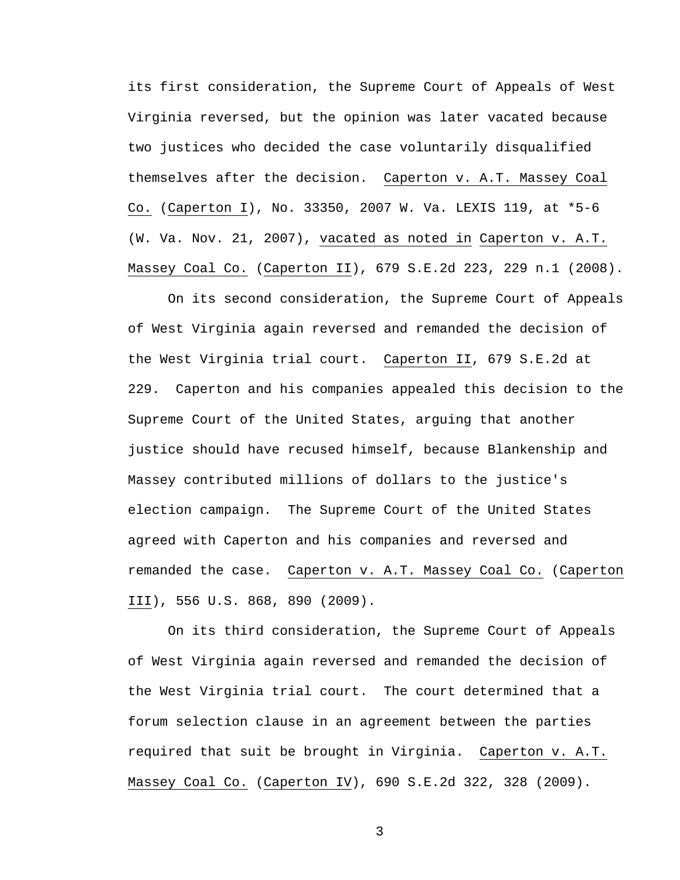its first consideration, the Supreme Court of Appeals of West Virginia reversed, but the opinion was later vacated because two justices who decided the case voluntarily disqualified themselves after the decision. Caperton v. A.T. Massey Coal Co. (Caperton I), No. 33350, 2007 W. Va. LEXIS 119, at *5-6 (W. Va. Nov. 21, 2007), vacated as noted in Caperton v. A.T. Massey Coal Co. (Caperton II), 679 S.E.2d 223, 229 n.1 (2008).

On its second consideration, the Supreme Court of Appeals of West Virginia again reversed and remanded the decision of the West Virginia trial court. Caperton II, 679 S.E.2d at 229. Caperton and his companies appealed this decision to the Supreme Court of the United States, arguing that another justice should have recused himself, because Blankenship and Massey contributed millions of dollars to the justice's election campaign. The Supreme Court of the United States agreed with Caperton and his companies and reversed and remanded the case. Caperton v. A.T. Massey Coal Co. (Caperton III), 556 U.S. 868, 890 (2009).

On its third consideration, the Supreme Court of Appeals of West Virginia again reversed and remanded the decision of the West Virginia trial court. The court determined that a forum selection clause in an agreement between the parties required that suit be brought in Virginia. Caperton v. A.T. Massey Coal Co. (Caperton IV), 690 S.E.2d 322, 328 (2009).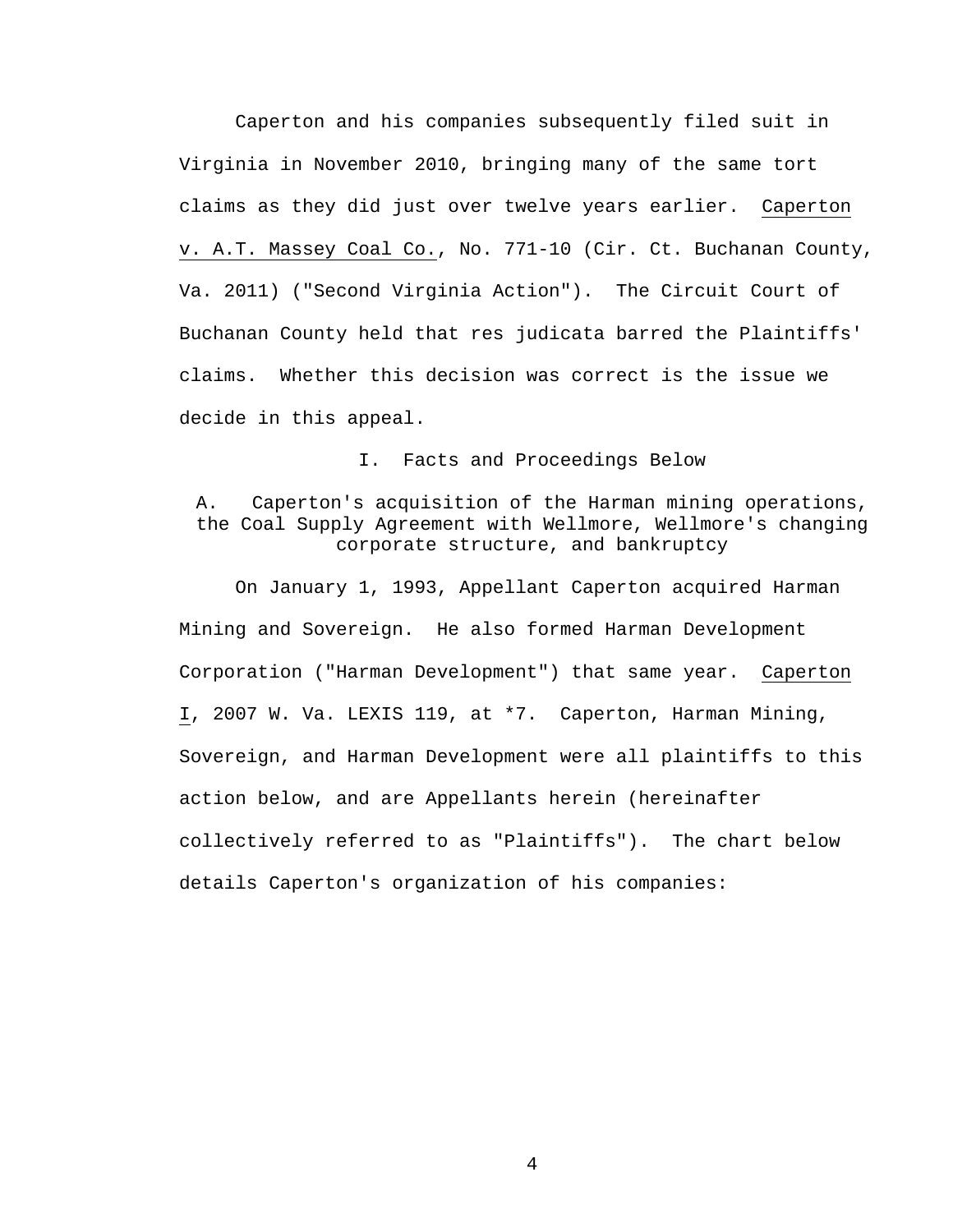Caperton and his companies subsequently filed suit in Virginia in November 2010, bringing many of the same tort claims as they did just over twelve years earlier. Caperton v. A.T. Massey Coal Co., No. 771-10 (Cir. Ct. Buchanan County, Va. 2011) ("Second Virginia Action"). The Circuit Court of Buchanan County held that res judicata barred the Plaintiffs' claims. Whether this decision was correct is the issue we decide in this appeal.

## I. Facts and Proceedings Below

### A. Caperton's acquisition of the Harman mining operations, the Coal Supply Agreement with Wellmore, Wellmore's changing corporate structure, and bankruptcy

On January 1, 1993, Appellant Caperton acquired Harman Mining and Sovereign. He also formed Harman Development Corporation ("Harman Development") that same year. Caperton I, 2007 W. Va. LEXIS 119, at *7. Caperton, Harman Mining, Sovereign, and Harman Development were all plaintiffs to this action below, and are Appellants herein (hereinafter collectively referred to as "Plaintiffs"). The chart below details Caperton's organization of his companies: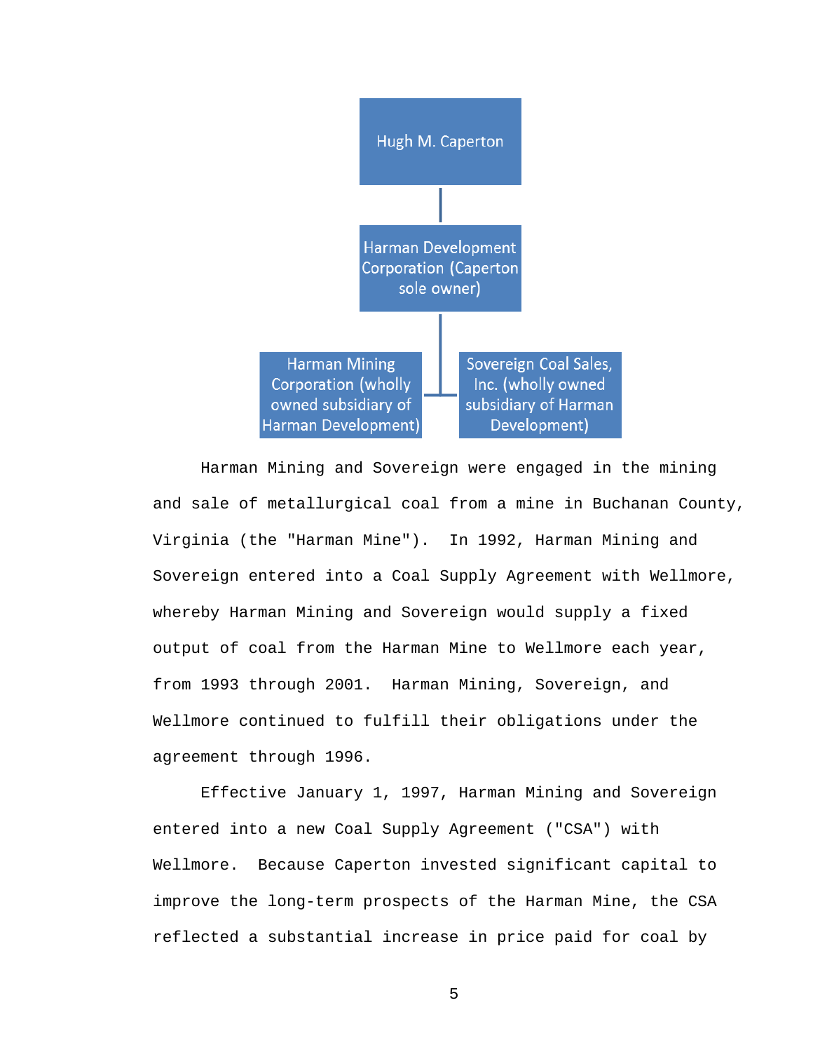Hugh M. Caperton

Harman Development Corporation (Caperton sole owner)

Harman Mining Corporation (wholly owned subsidiary of Harman Development)

Sovereign Coal Sales, Inc. (wholly owned subsidiary of Harman Development)

Harman Mining and Sovereign were engaged in the mining and sale of metallurgical coal from a mine in Buchanan County, Virginia (the "Harman Mine"). In 1992, Harman Mining and Sovereign entered into a Coal Supply Agreement with Wellmore, whereby Harman Mining and Sovereign would supply a fixed output of coal from the Harman Mine to Wellmore each year, from 1993 through 2001. Harman Mining, Sovereign, and Wellmore continued to fulfill their obligations under the agreement through 1996.

Effective January 1, 1997, Harman Mining and Sovereign entered into a new Coal Supply Agreement ("CSA") with Wellmore. Because Caperton invested significant capital to improve the long-term prospects of the Harman Mine, the CSA reflected a substantial increase in price paid for coal by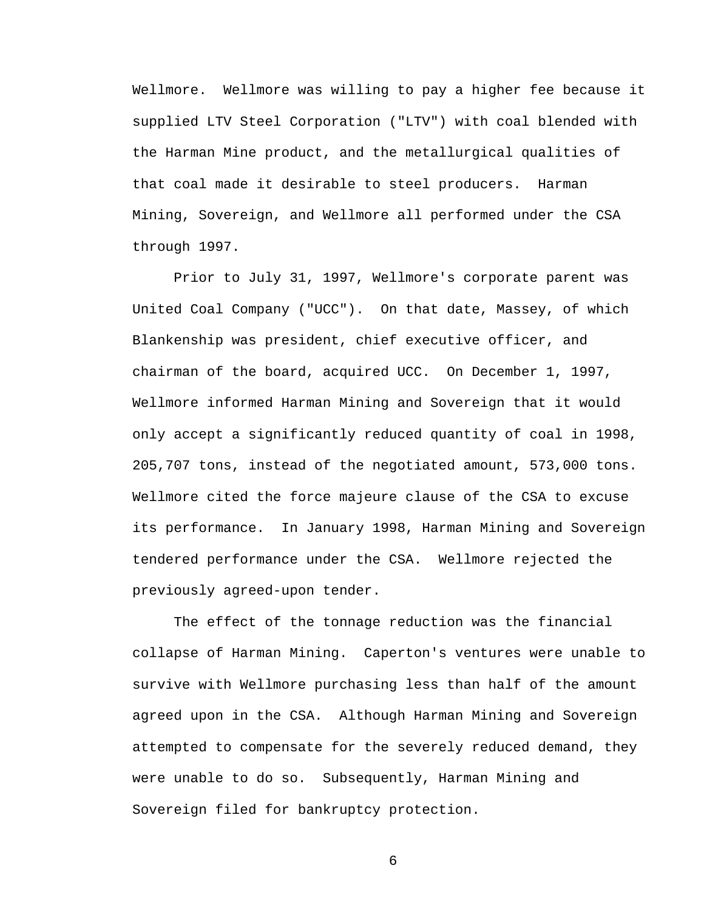Wellmore. Wellmore was willing to pay a higher fee because it supplied LTV Steel Corporation ("LTV") with coal blended with the Harman Mine product, and the metallurgical qualities of that coal made it desirable to steel producers. Harman Mining, Sovereign, and Wellmore all performed under the CSA through 1997.

Prior to July 31, 1997, Wellmore's corporate parent was United Coal Company ("UCC"). On that date, Massey, of which Blankenship was president, chief executive officer, and chairman of the board, acquired UCC. On December 1, 1997, Wellmore informed Harman Mining and Sovereign that it would only accept a significantly reduced quantity of coal in 1998, 205,707 tons, instead of the negotiated amount, 573,000 tons. Wellmore cited the force majeure clause of the CSA to excuse its performance. In January 1998, Harman Mining and Sovereign tendered performance under the CSA. Wellmore rejected the previously agreed-upon tender.

The effect of the tonnage reduction was the financial collapse of Harman Mining. Caperton's ventures were unable to survive with Wellmore purchasing less than half of the amount agreed upon in the CSA. Although Harman Mining and Sovereign attempted to compensate for the severely reduced demand, they were unable to do so. Subsequently, Harman Mining and Sovereign filed for bankruptcy protection.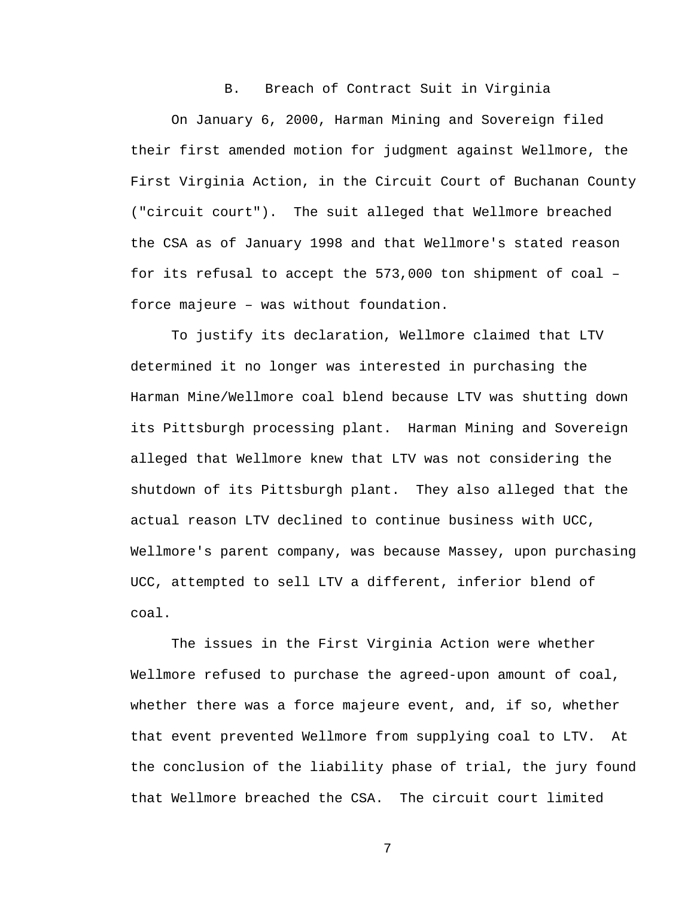### B. Breach of Contract Suit in Virginia

On January 6, 2000, Harman Mining and Sovereign filed their first amended motion for judgment against Wellmore, the First Virginia Action, in the Circuit Court of Buchanan County ("circuit court"). The suit alleged that Wellmore breached the CSA as of January 1998 and that Wellmore's stated reason for its refusal to accept the 573,000 ton shipment of coal – force majeure – was without foundation.

To justify its declaration, Wellmore claimed that LTV determined it no longer was interested in purchasing the Harman Mine/Wellmore coal blend because LTV was shutting down its Pittsburgh processing plant. Harman Mining and Sovereign alleged that Wellmore knew that LTV was not considering the shutdown of its Pittsburgh plant. They also alleged that the actual reason LTV declined to continue business with UCC, Wellmore's parent company, was because Massey, upon purchasing UCC, attempted to sell LTV a different, inferior blend of coal.

The issues in the First Virginia Action were whether Wellmore refused to purchase the agreed-upon amount of coal, whether there was a force majeure event, and, if so, whether that event prevented Wellmore from supplying coal to LTV. At the conclusion of the liability phase of trial, the jury found that Wellmore breached the CSA. The circuit court limited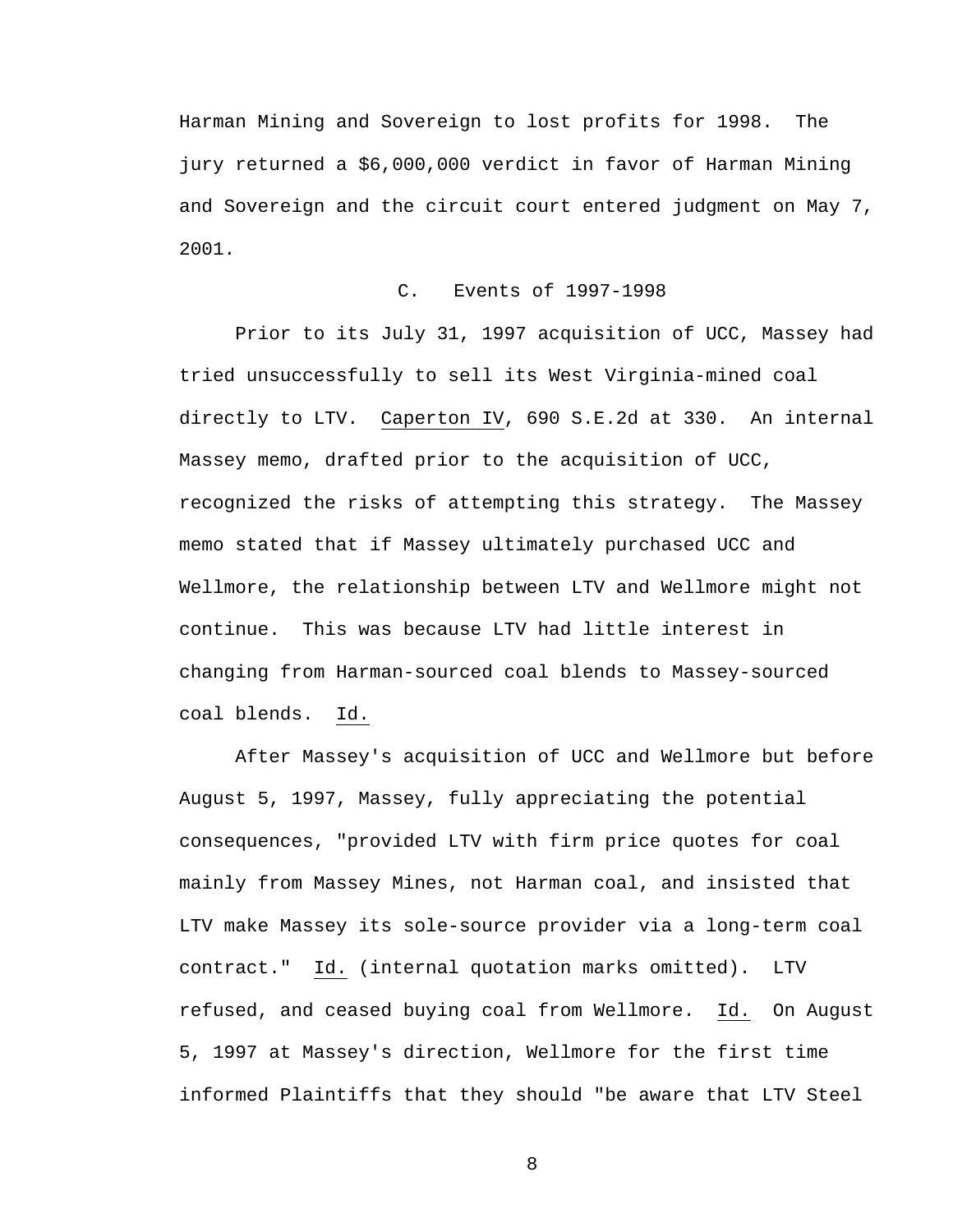Harman Mining and Sovereign to lost profits for 1998. The jury returned a $6,000,000 verdict in favor of Harman Mining and Sovereign and the circuit court entered judgment on May 7, 2001.

### C. Events of 1997-1998

Prior to its July 31, 1997 acquisition of UCC, Massey had tried unsuccessfully to sell its West Virginia-mined coal directly to LTV. Caperton IV, 690 S.E.2d at 330. An internal Massey memo, drafted prior to the acquisition of UCC, recognized the risks of attempting this strategy. The Massey memo stated that if Massey ultimately purchased UCC and Wellmore, the relationship between LTV and Wellmore might not continue. This was because LTV had little interest in changing from Harman-sourced coal blends to Massey-sourced coal blends. Id.

After Massey's acquisition of UCC and Wellmore but before August 5, 1997, Massey, fully appreciating the potential consequences, "provided LTV with firm price quotes for coal mainly from Massey Mines, not Harman coal, and insisted that LTV make Massey its sole-source provider via a long-term coal contract." Id. (internal quotation marks omitted). LTV refused, and ceased buying coal from Wellmore. Id. On August 5, 1997 at Massey's direction, Wellmore for the first time informed Plaintiffs that they should "be aware that LTV Steel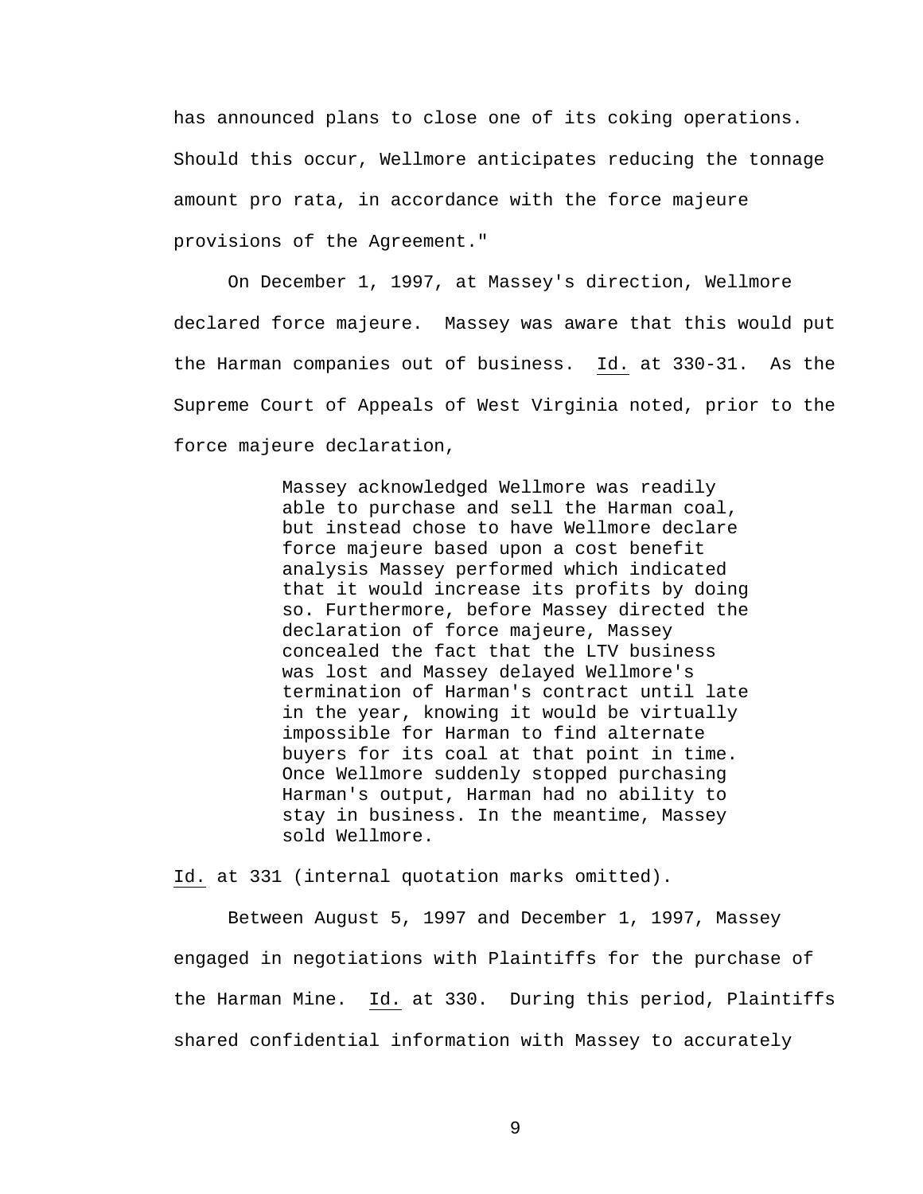has announced plans to close one of its coking operations. Should this occur, Wellmore anticipates reducing the tonnage amount pro rata, in accordance with the force majeure provisions of the Agreement."

On December 1, 1997, at Massey's direction, Wellmore declared force majeure. Massey was aware that this would put the Harman companies out of business. Id. at 330-31. As the Supreme Court of Appeals of West Virginia noted, prior to the force majeure declaration,

> Massey acknowledged Wellmore was readily able to purchase and sell the Harman coal, but instead chose to have Wellmore declare force majeure based upon a cost benefit analysis Massey performed which indicated that it would increase its profits by doing so. Furthermore, before Massey directed the declaration of force majeure, Massey concealed the fact that the LTV business was lost and Massey delayed Wellmore's termination of Harman's contract until late in the year, knowing it would be virtually impossible for Harman to find alternate buyers for its coal at that point in time. Once Wellmore suddenly stopped purchasing Harman's output, Harman had no ability to stay in business. In the meantime, Massey sold Wellmore.

Id. at 331 (internal quotation marks omitted).

Between August 5, 1997 and December 1, 1997, Massey engaged in negotiations with Plaintiffs for the purchase of the Harman Mine. Id. at 330. During this period, Plaintiffs shared confidential information with Massey to accurately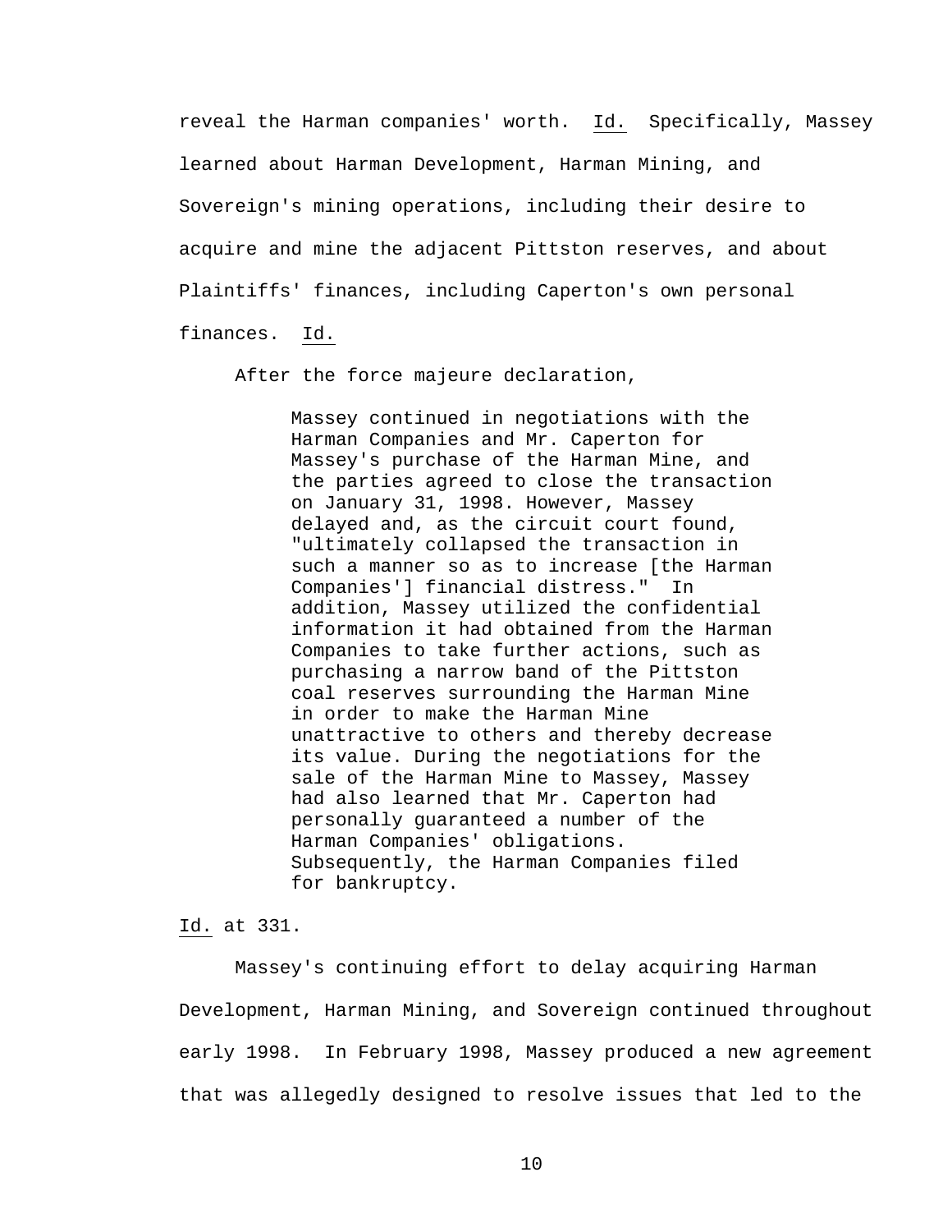reveal the Harman companies' worth. Id. Specifically, Massey learned about Harman Development, Harman Mining, and Sovereign's mining operations, including their desire to acquire and mine the adjacent Pittston reserves, and about Plaintiffs' finances, including Caperton's own personal finances. Id.

After the force majeure declaration,

> Massey continued in negotiations with the Harman Companies and Mr. Caperton for Massey's purchase of the Harman Mine, and the parties agreed to close the transaction on January 31, 1998. However, Massey delayed and, as the circuit court found, "ultimately collapsed the transaction in such a manner so as to increase [the Harman Companies'] financial distress." In addition, Massey utilized the confidential information it had obtained from the Harman Companies to take further actions, such as purchasing a narrow band of the Pittston coal reserves surrounding the Harman Mine in order to make the Harman Mine unattractive to others and thereby decrease its value. During the negotiations for the sale of the Harman Mine to Massey, Massey had also learned that Mr. Caperton had personally guaranteed a number of the Harman Companies' obligations. Subsequently, the Harman Companies filed for bankruptcy.

Id. at 331.

Massey's continuing effort to delay acquiring Harman Development, Harman Mining, and Sovereign continued throughout early 1998. In February 1998, Massey produced a new agreement that was allegedly designed to resolve issues that led to the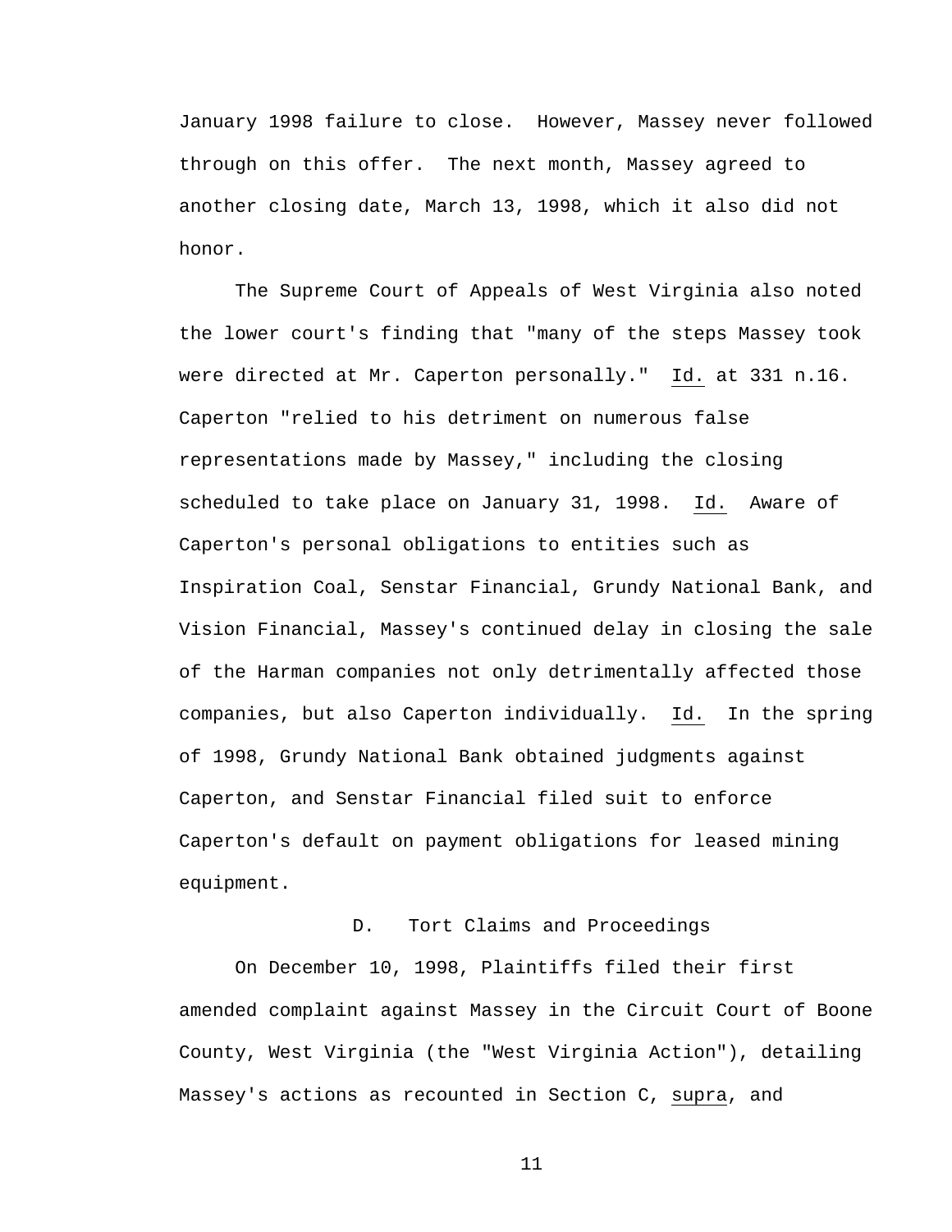January 1998 failure to close. However, Massey never followed through on this offer. The next month, Massey agreed to another closing date, March 13, 1998, which it also did not honor.

The Supreme Court of Appeals of West Virginia also noted the lower court's finding that "many of the steps Massey took were directed at Mr. Caperton personally." Id. at 331 n.16. Caperton "relied to his detriment on numerous false representations made by Massey," including the closing scheduled to take place on January 31, 1998. Id. Aware of Caperton's personal obligations to entities such as Inspiration Coal, Senstar Financial, Grundy National Bank, and Vision Financial, Massey's continued delay in closing the sale of the Harman companies not only detrimentally affected those companies, but also Caperton individually. Id. In the spring of 1998, Grundy National Bank obtained judgments against Caperton, and Senstar Financial filed suit to enforce Caperton's default on payment obligations for leased mining equipment.

### D. Tort Claims and Proceedings

On December 10, 1998, Plaintiffs filed their first amended complaint against Massey in the Circuit Court of Boone County, West Virginia (the "West Virginia Action"), detailing Massey's actions as recounted in Section C, supra, and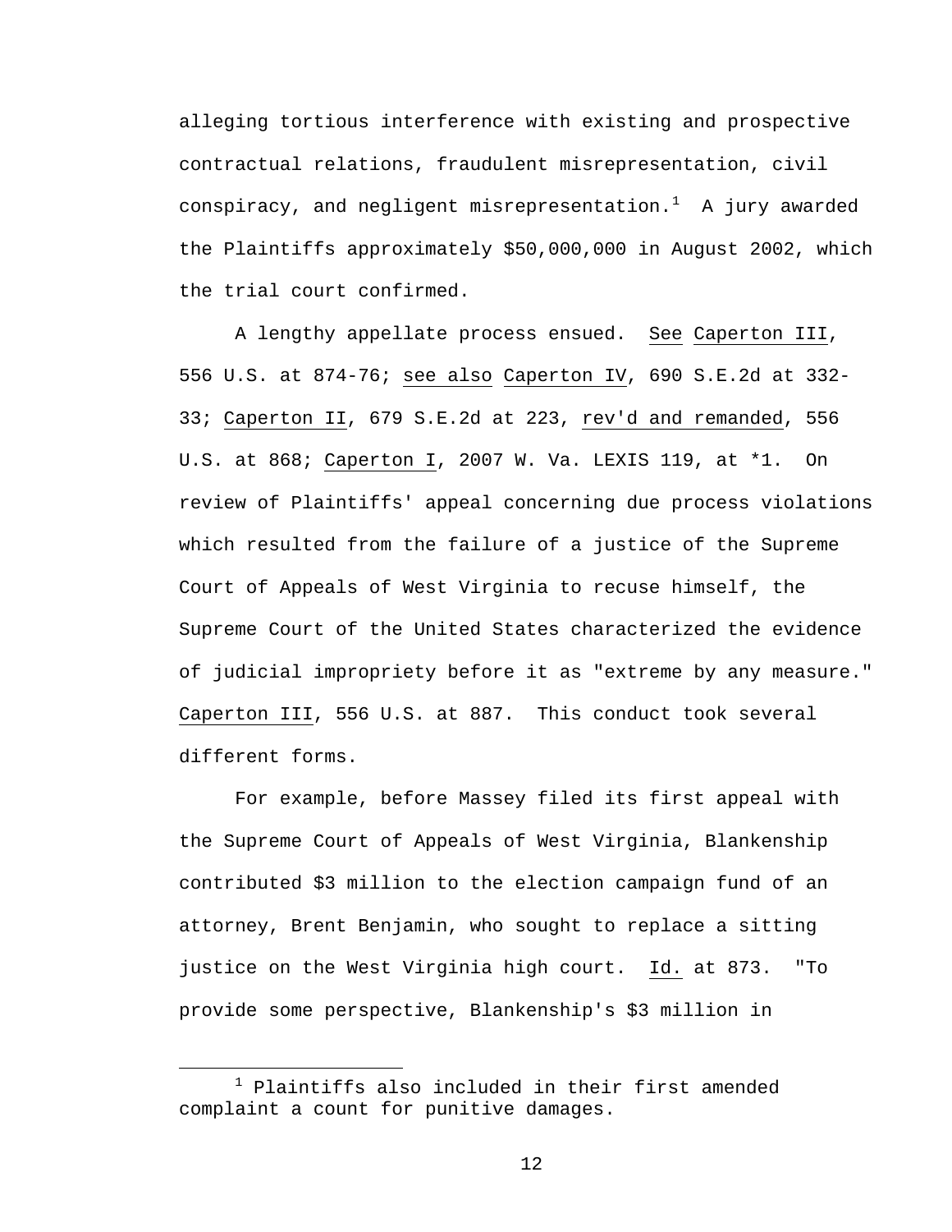alleging tortious interference with existing and prospective contractual relations, fraudulent misrepresentation, civil conspiracy, and negligent misrepresentation.[1] A jury awarded the Plaintiffs approximately $50,000,000 in August 2002, which the trial court confirmed.

A lengthy appellate process ensued. See Caperton III, 556 U.S. at 874-76; see also Caperton IV, 690 S.E.2d at 332-33; Caperton II, 679 S.E.2d at 223, rev'd and remanded, 556 U.S. at 868; Caperton I, 2007 W. Va. LEXIS 119, at *1. On review of Plaintiffs' appeal concerning due process violations which resulted from the failure of a justice of the Supreme Court of Appeals of West Virginia to recuse himself, the Supreme Court of the United States characterized the evidence of judicial impropriety before it as "extreme by any measure." Caperton III, 556 U.S. at 887. This conduct took several different forms.

For example, before Massey filed its first appeal with the Supreme Court of Appeals of West Virginia, Blankenship contributed $3 million to the election campaign fund of an attorney, Brent Benjamin, who sought to replace a sitting justice on the West Virginia high court. Id. at 873. "To provide some perspective, Blankenship's $3 million in

[1] Plaintiffs also included in their first amended complaint a count for punitive damages.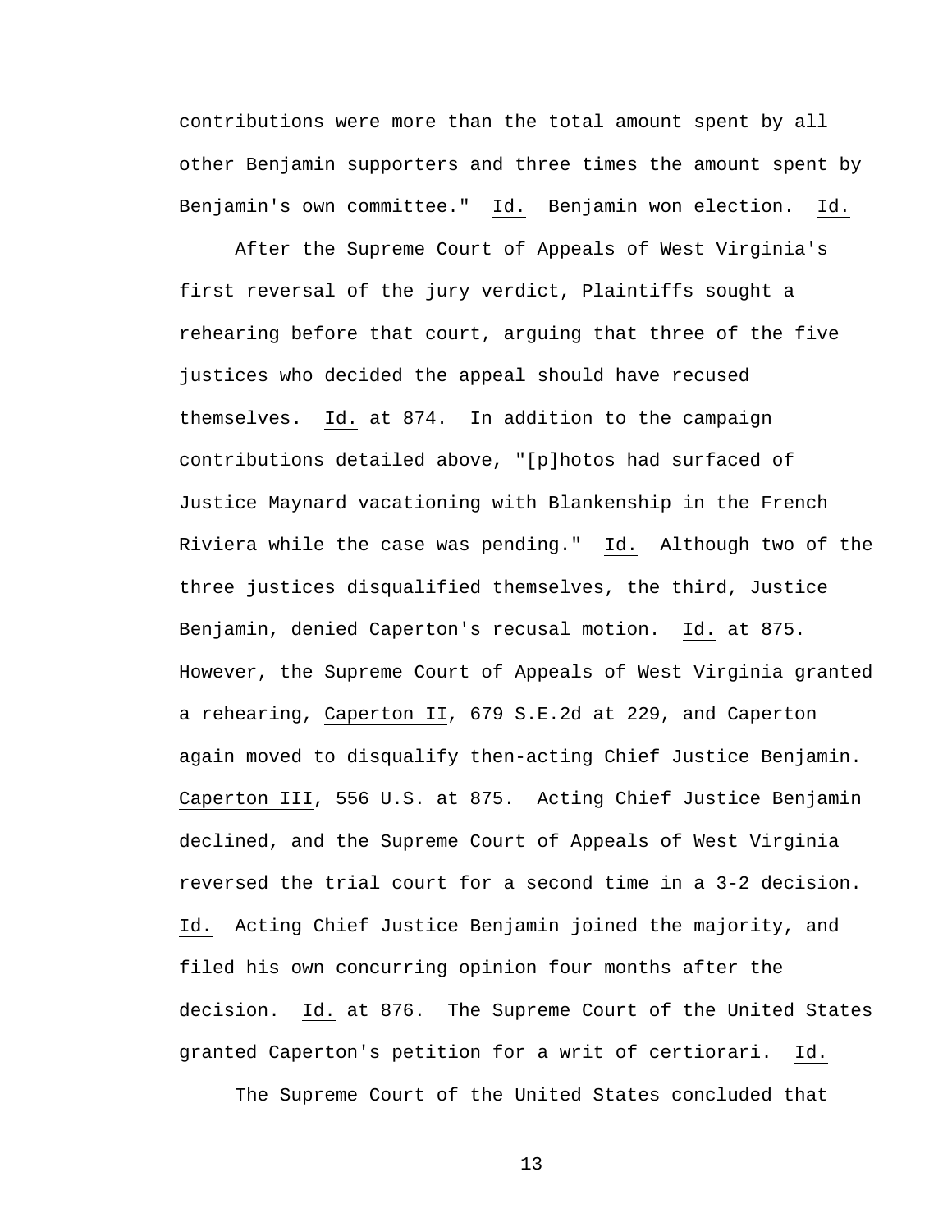contributions were more than the total amount spent by all other Benjamin supporters and three times the amount spent by Benjamin's own committee." Id. Benjamin won election. Id.

After the Supreme Court of Appeals of West Virginia's first reversal of the jury verdict, Plaintiffs sought a rehearing before that court, arguing that three of the five justices who decided the appeal should have recused themselves. Id. at 874. In addition to the campaign contributions detailed above, "[p]hotos had surfaced of Justice Maynard vacationing with Blankenship in the French Riviera while the case was pending." Id. Although two of the three justices disqualified themselves, the third, Justice Benjamin, denied Caperton's recusal motion. Id. at 875. However, the Supreme Court of Appeals of West Virginia granted a rehearing, Caperton II, 679 S.E.2d at 229, and Caperton again moved to disqualify then-acting Chief Justice Benjamin. Caperton III, 556 U.S. at 875. Acting Chief Justice Benjamin declined, and the Supreme Court of Appeals of West Virginia reversed the trial court for a second time in a 3-2 decision. Id. Acting Chief Justice Benjamin joined the majority, and filed his own concurring opinion four months after the decision. Id. at 876. The Supreme Court of the United States granted Caperton's petition for a writ of certiorari. Id.

The Supreme Court of the United States concluded that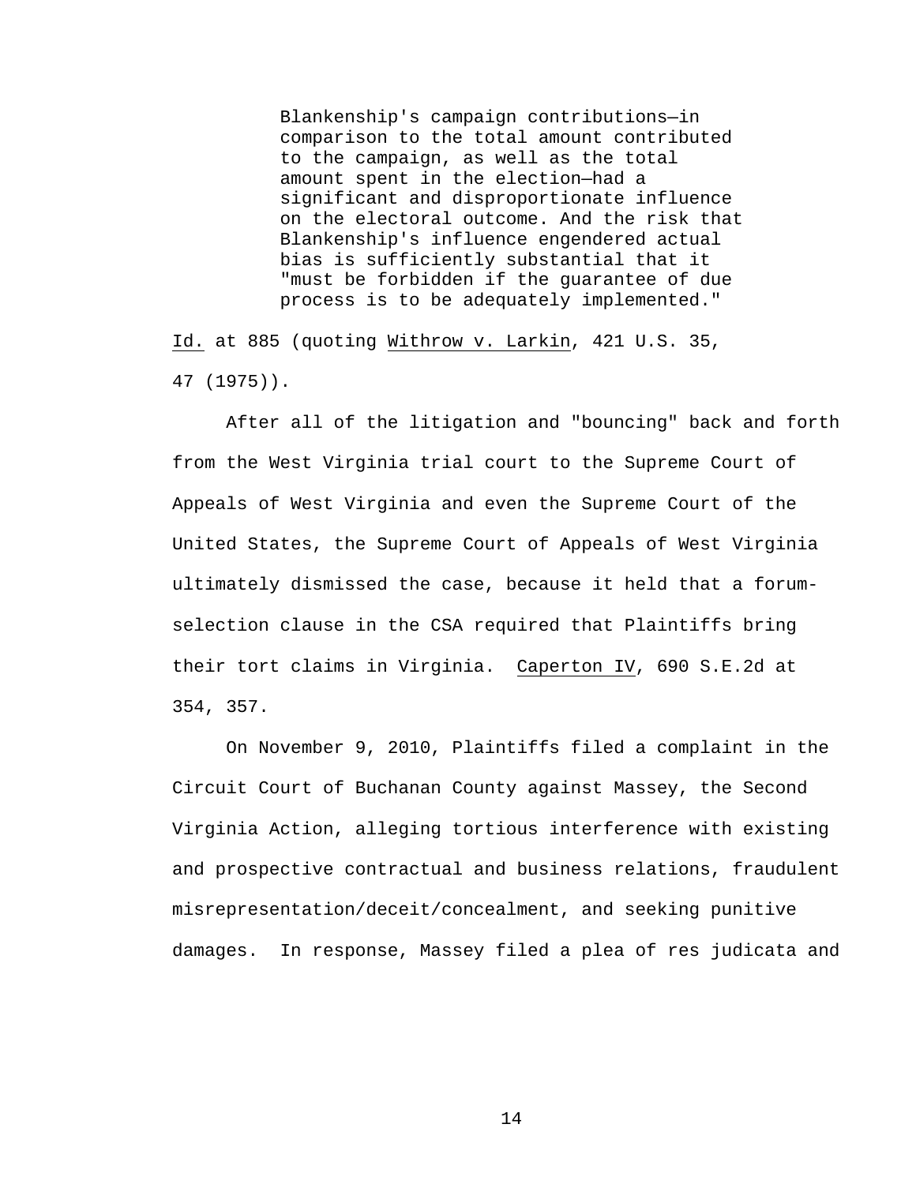> Blankenship's campaign contributions—in comparison to the total amount contributed to the campaign, as well as the total amount spent in the election—had a significant and disproportionate influence on the electoral outcome. And the risk that Blankenship's influence engendered actual bias is sufficiently substantial that it "must be forbidden if the guarantee of due process is to be adequately implemented."

Id. at 885 (quoting Withrow v. Larkin, 421 U.S. 35, 47 (1975)).

After all of the litigation and "bouncing" back and forth from the West Virginia trial court to the Supreme Court of Appeals of West Virginia and even the Supreme Court of the United States, the Supreme Court of Appeals of West Virginia ultimately dismissed the case, because it held that a forum-selection clause in the CSA required that Plaintiffs bring their tort claims in Virginia. Caperton IV, 690 S.E.2d at 354, 357.

On November 9, 2010, Plaintiffs filed a complaint in the Circuit Court of Buchanan County against Massey, the Second Virginia Action, alleging tortious interference with existing and prospective contractual and business relations, fraudulent misrepresentation/deceit/concealment, and seeking punitive damages. In response, Massey filed a plea of res judicata and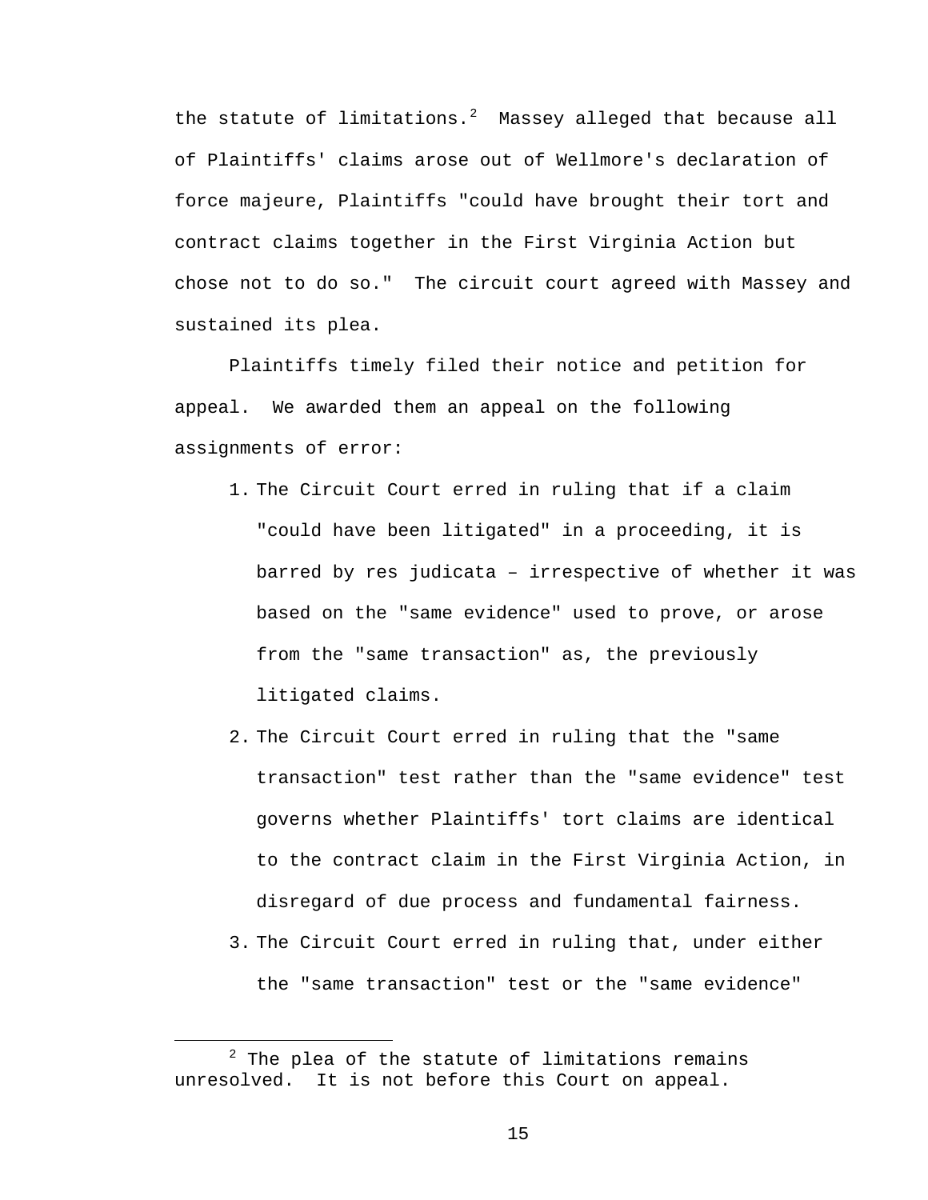the statute of limitations.[2] Massey alleged that because all of Plaintiffs' claims arose out of Wellmore's declaration of force majeure, Plaintiffs "could have brought their tort and contract claims together in the First Virginia Action but chose not to do so." The circuit court agreed with Massey and sustained its plea.

Plaintiffs timely filed their notice and petition for appeal. We awarded them an appeal on the following assignments of error:

1. The Circuit Court erred in ruling that if a claim "could have been litigated" in a proceeding, it is barred by res judicata – irrespective of whether it was based on the "same evidence" used to prove, or arose from the "same transaction" as, the previously litigated claims.
2. The Circuit Court erred in ruling that the "same transaction" test rather than the "same evidence" test governs whether Plaintiffs' tort claims are identical to the contract claim in the First Virginia Action, in disregard of due process and fundamental fairness.
3. The Circuit Court erred in ruling that, under either the "same transaction" test or the "same evidence"

---

[2] The plea of the statute of limitations remains unresolved. It is not before this Court on appeal.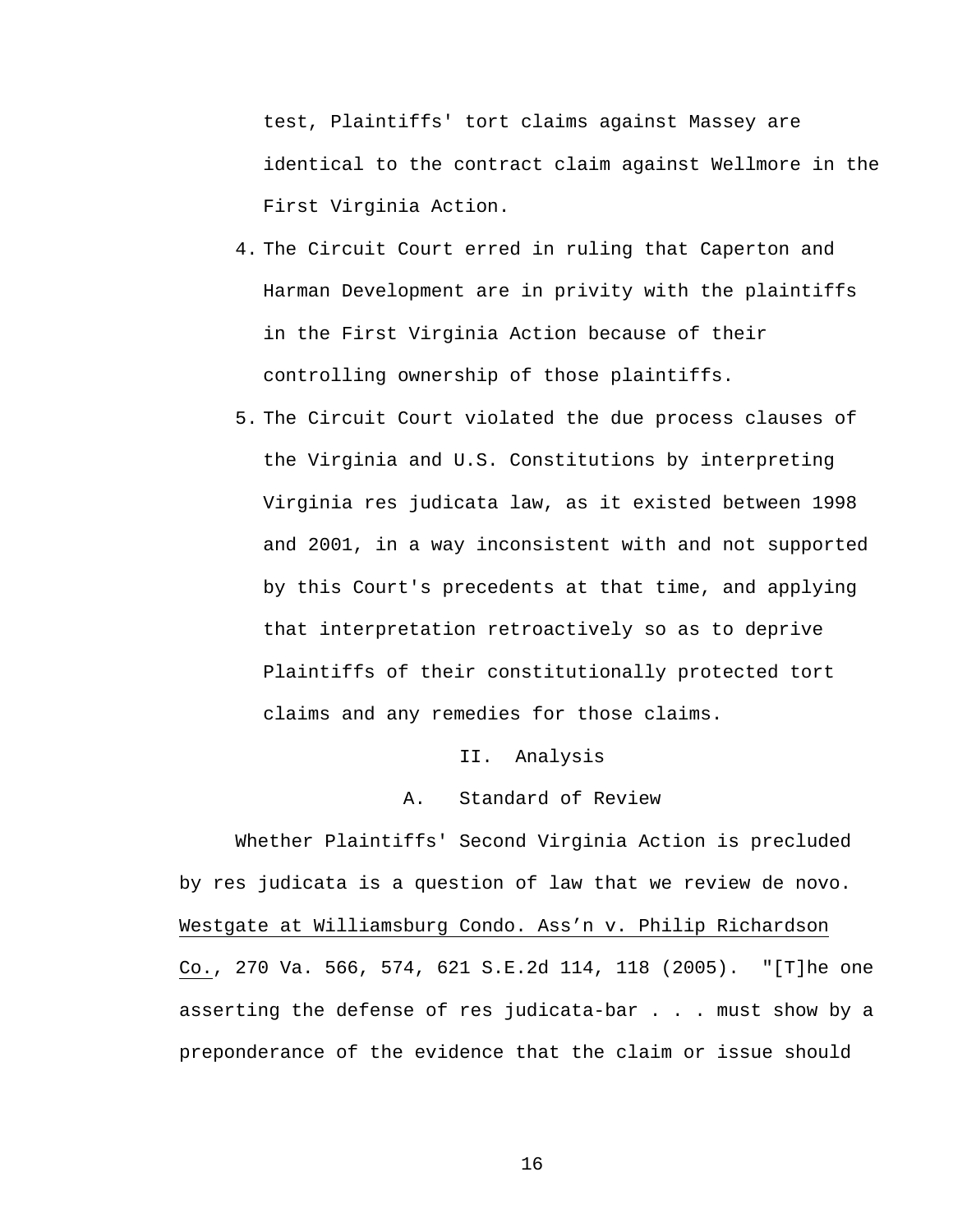test, Plaintiffs' tort claims against Massey are identical to the contract claim against Wellmore in the First Virginia Action.

4. The Circuit Court erred in ruling that Caperton and Harman Development are in privity with the plaintiffs in the First Virginia Action because of their controlling ownership of those plaintiffs.
5. The Circuit Court violated the due process clauses of the Virginia and U.S. Constitutions by interpreting Virginia res judicata law, as it existed between 1998 and 2001, in a way inconsistent with and not supported by this Court's precedents at that time, and applying that interpretation retroactively so as to deprive Plaintiffs of their constitutionally protected tort claims and any remedies for those claims.

## II. Analysis

### A. Standard of Review

Whether Plaintiffs' Second Virginia Action is precluded by res judicata is a question of law that we review de novo. Westgate at Williamsburg Condo. Ass'n v. Philip Richardson Co., 270 Va. 566, 574, 621 S.E.2d 114, 118 (2005). "[T]he one asserting the defense of res judicata-bar . . . must show by a preponderance of the evidence that the claim or issue should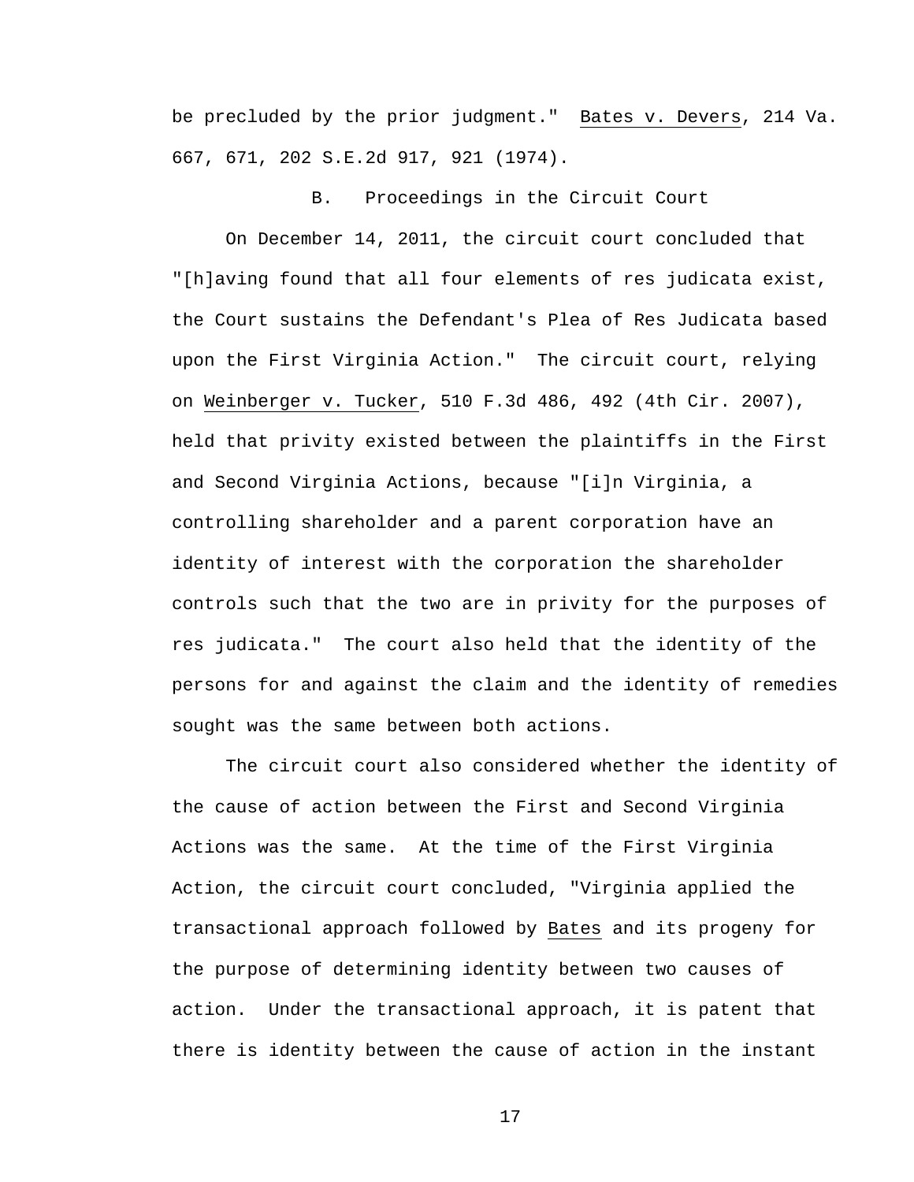be precluded by the prior judgment." Bates v. Devers, 214 Va. 667, 671, 202 S.E.2d 917, 921 (1974).

### B. Proceedings in the Circuit Court

On December 14, 2011, the circuit court concluded that "[h]aving found that all four elements of res judicata exist, the Court sustains the Defendant's Plea of Res Judicata based upon the First Virginia Action." The circuit court, relying on Weinberger v. Tucker, 510 F.3d 486, 492 (4th Cir. 2007), held that privity existed between the plaintiffs in the First and Second Virginia Actions, because "[i]n Virginia, a controlling shareholder and a parent corporation have an identity of interest with the corporation the shareholder controls such that the two are in privity for the purposes of res judicata." The court also held that the identity of the persons for and against the claim and the identity of remedies sought was the same between both actions.

The circuit court also considered whether the identity of the cause of action between the First and Second Virginia Actions was the same. At the time of the First Virginia Action, the circuit court concluded, "Virginia applied the transactional approach followed by Bates and its progeny for the purpose of determining identity between two causes of action. Under the transactional approach, it is patent that there is identity between the cause of action in the instant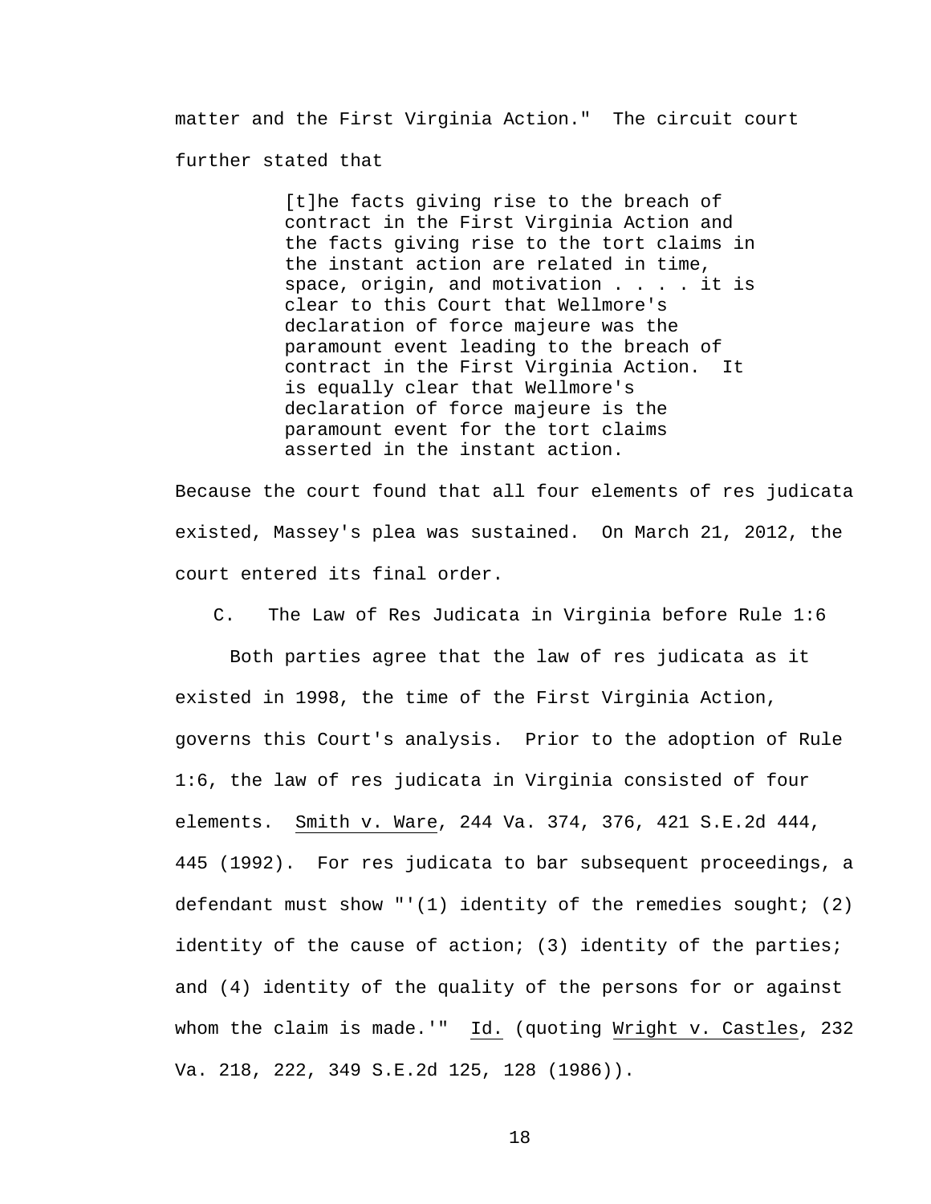matter and the First Virginia Action." The circuit court further stated that

> [t]he facts giving rise to the breach of contract in the First Virginia Action and the facts giving rise to the tort claims in the instant action are related in time, space, origin, and motivation . . . . it is clear to this Court that Wellmore's declaration of force majeure was the paramount event leading to the breach of contract in the First Virginia Action. It is equally clear that Wellmore's declaration of force majeure is the paramount event for the tort claims asserted in the instant action.

Because the court found that all four elements of res judicata existed, Massey's plea was sustained. On March 21, 2012, the court entered its final order.

### C. The Law of Res Judicata in Virginia before Rule 1:6

Both parties agree that the law of res judicata as it existed in 1998, the time of the First Virginia Action, governs this Court's analysis. Prior to the adoption of Rule 1:6, the law of res judicata in Virginia consisted of four elements. Smith v. Ware, 244 Va. 374, 376, 421 S.E.2d 444, 445 (1992). For res judicata to bar subsequent proceedings, a defendant must show "'(1) identity of the remedies sought; (2) identity of the cause of action; (3) identity of the parties; and (4) identity of the quality of the persons for or against whom the claim is made.'" Id. (quoting Wright v. Castles, 232 Va. 218, 222, 349 S.E.2d 125, 128 (1986)).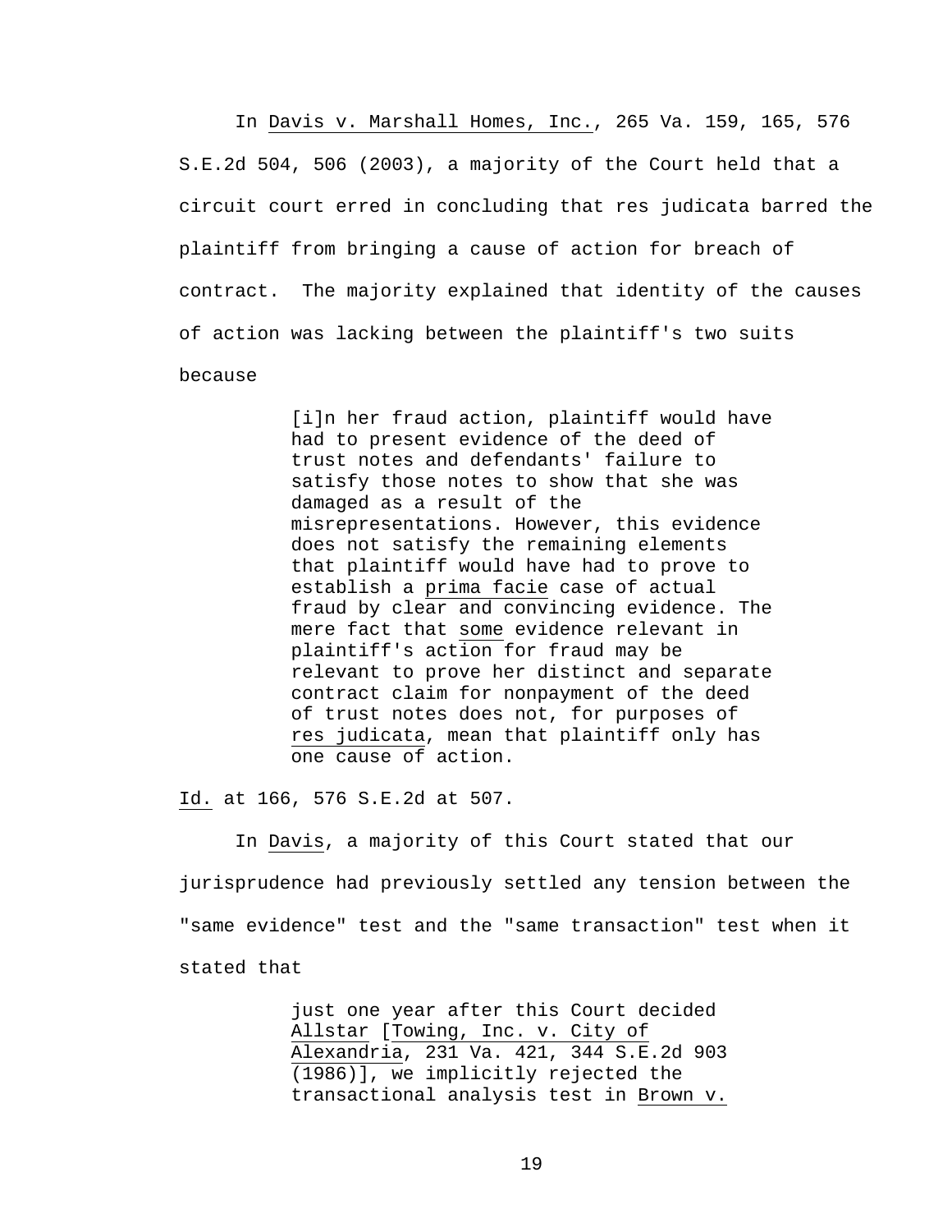In _Davis v. Marshall Homes, Inc._, 265 Va. 159, 165, 576 S.E.2d 504, 506 (2003), a majority of the Court held that a circuit court erred in concluding that res judicata barred the plaintiff from bringing a cause of action for breach of contract. The majority explained that identity of the causes of action was lacking between the plaintiff's two suits because

> [i]n her fraud action, plaintiff would have had to present evidence of the deed of trust notes and defendants' failure to satisfy those notes to show that she was damaged as a result of the misrepresentations. However, this evidence does not satisfy the remaining elements that plaintiff would have had to prove to establish a _prima facie_ case of actual fraud by clear and convincing evidence. The mere fact that _some_ evidence relevant in plaintiff's action for fraud may be relevant to prove her distinct and separate contract claim for nonpayment of the deed of trust notes does not, for purposes of _res judicata_, mean that plaintiff only has one cause of action.

_Id._ at 166, 576 S.E.2d at 507.

In _Davis_, a majority of this Court stated that our jurisprudence had previously settled any tension between the "same evidence" test and the "same transaction" test when it stated that

> just one year after this Court decided _Allstar_ [_Towing, Inc. v. City of Alexandria_, 231 Va. 421, 344 S.E.2d 903 (1986)], we implicitly rejected the transactional analysis test in _Brown v._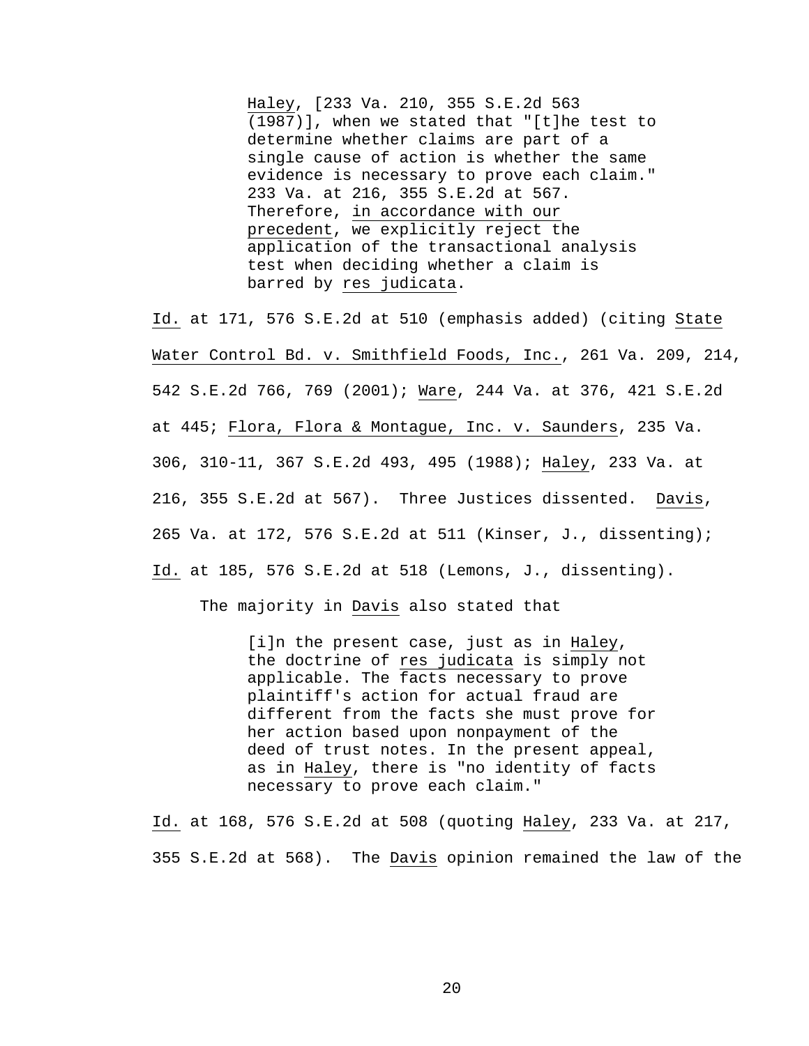> Haley, [233 Va. 210, 355 S.E.2d 563 (1987)], when we stated that "[t]he test to determine whether claims are part of a single cause of action is whether the same evidence is necessary to prove each claim." 233 Va. at 216, 355 S.E.2d at 567. Therefore, in accordance with our precedent, we explicitly reject the application of the transactional analysis test when deciding whether a claim is barred by res judicata.

Id. at 171, 576 S.E.2d at 510 (emphasis added) (citing State Water Control Bd. v. Smithfield Foods, Inc., 261 Va. 209, 214, 542 S.E.2d 766, 769 (2001); Ware, 244 Va. at 376, 421 S.E.2d at 445; Flora, Flora & Montague, Inc. v. Saunders, 235 Va. 306, 310-11, 367 S.E.2d 493, 495 (1988); Haley, 233 Va. at 216, 355 S.E.2d at 567). Three Justices dissented. Davis, 265 Va. at 172, 576 S.E.2d at 511 (Kinser, J., dissenting); Id. at 185, 576 S.E.2d at 518 (Lemons, J., dissenting).

The majority in Davis also stated that

> [i]n the present case, just as in Haley, the doctrine of res judicata is simply not applicable. The facts necessary to prove plaintiff's action for actual fraud are different from the facts she must prove for her action based upon nonpayment of the deed of trust notes. In the present appeal, as in Haley, there is "no identity of facts necessary to prove each claim."

Id. at 168, 576 S.E.2d at 508 (quoting Haley, 233 Va. at 217, 355 S.E.2d at 568). The Davis opinion remained the law of the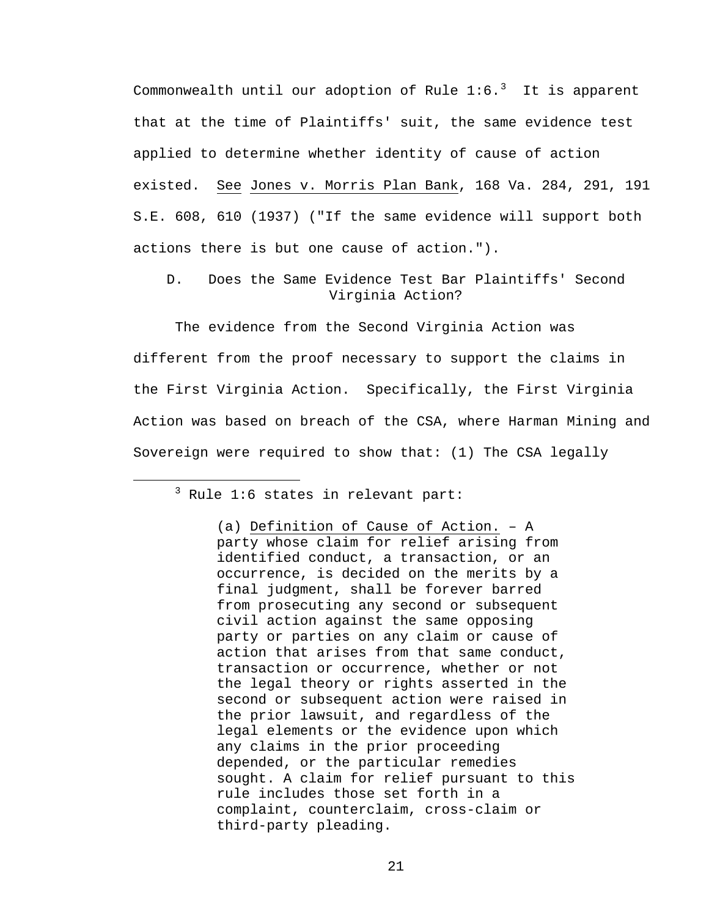Commonwealth until our adoption of Rule 1:6.[3] It is apparent that at the time of Plaintiffs' suit, the same evidence test applied to determine whether identity of cause of action existed. See Jones v. Morris Plan Bank, 168 Va. 284, 291, 191 S.E. 608, 610 (1937) ("If the same evidence will support both actions there is but one cause of action.").

### D. Does the Same Evidence Test Bar Plaintiffs' Second Virginia Action?

The evidence from the Second Virginia Action was different from the proof necessary to support the claims in the First Virginia Action. Specifically, the First Virginia Action was based on breach of the CSA, where Harman Mining and Sovereign were required to show that: (1) The CSA legally

---

[3] Rule 1:6 states in relevant part:

> (a) Definition of Cause of Action. – A party whose claim for relief arising from identified conduct, a transaction, or an occurrence, is decided on the merits by a final judgment, shall be forever barred from prosecuting any second or subsequent civil action against the same opposing party or parties on any claim or cause of action that arises from that same conduct, transaction or occurrence, whether or not the legal theory or rights asserted in the second or subsequent action were raised in the prior lawsuit, and regardless of the legal elements or the evidence upon which any claims in the prior proceeding depended, or the particular remedies sought. A claim for relief pursuant to this rule includes those set forth in a complaint, counterclaim, cross-claim or third-party pleading.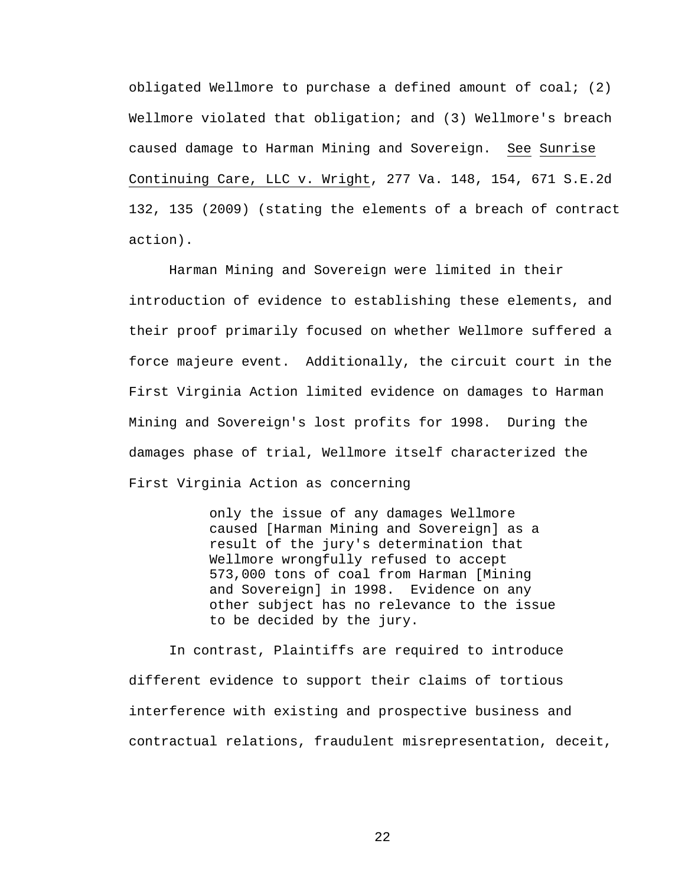obligated Wellmore to purchase a defined amount of coal; (2) Wellmore violated that obligation; and (3) Wellmore's breach caused damage to Harman Mining and Sovereign. _See_ _Sunrise Continuing Care, LLC v. Wright_, 277 Va. 148, 154, 671 S.E.2d 132, 135 (2009) (stating the elements of a breach of contract action).

Harman Mining and Sovereign were limited in their introduction of evidence to establishing these elements, and their proof primarily focused on whether Wellmore suffered a force majeure event. Additionally, the circuit court in the First Virginia Action limited evidence on damages to Harman Mining and Sovereign's lost profits for 1998. During the damages phase of trial, Wellmore itself characterized the First Virginia Action as concerning

> only the issue of any damages Wellmore caused [Harman Mining and Sovereign] as a result of the jury's determination that Wellmore wrongfully refused to accept 573,000 tons of coal from Harman [Mining and Sovereign] in 1998. Evidence on any other subject has no relevance to the issue to be decided by the jury.

In contrast, Plaintiffs are required to introduce different evidence to support their claims of tortious interference with existing and prospective business and contractual relations, fraudulent misrepresentation, deceit,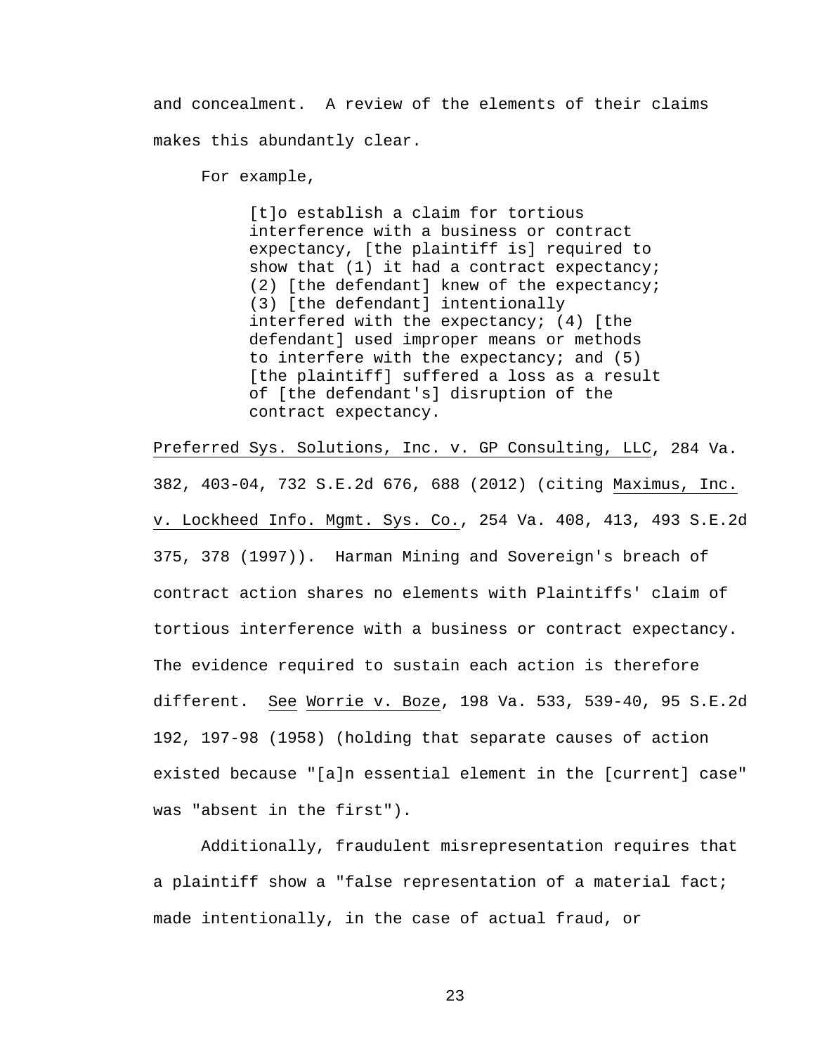and concealment. A review of the elements of their claims makes this abundantly clear.

For example,

> [t]o establish a claim for tortious interference with a business or contract expectancy, [the plaintiff is] required to show that (1) it had a contract expectancy; (2) [the defendant] knew of the expectancy; (3) [the defendant] intentionally interfered with the expectancy; (4) [the defendant] used improper means or methods to interfere with the expectancy; and (5) [the plaintiff] suffered a loss as a result of [the defendant's] disruption of the contract expectancy.

Preferred Sys. Solutions, Inc. v. GP Consulting, LLC, 284 Va. 382, 403-04, 732 S.E.2d 676, 688 (2012) (citing Maximus, Inc. v. Lockheed Info. Mgmt. Sys. Co., 254 Va. 408, 413, 493 S.E.2d 375, 378 (1997)). Harman Mining and Sovereign's breach of contract action shares no elements with Plaintiffs' claim of tortious interference with a business or contract expectancy. The evidence required to sustain each action is therefore different. See Worrie v. Boze, 198 Va. 533, 539-40, 95 S.E.2d 192, 197-98 (1958) (holding that separate causes of action existed because "[a]n essential element in the [current] case" was "absent in the first").

Additionally, fraudulent misrepresentation requires that a plaintiff show a "false representation of a material fact; made intentionally, in the case of actual fraud, or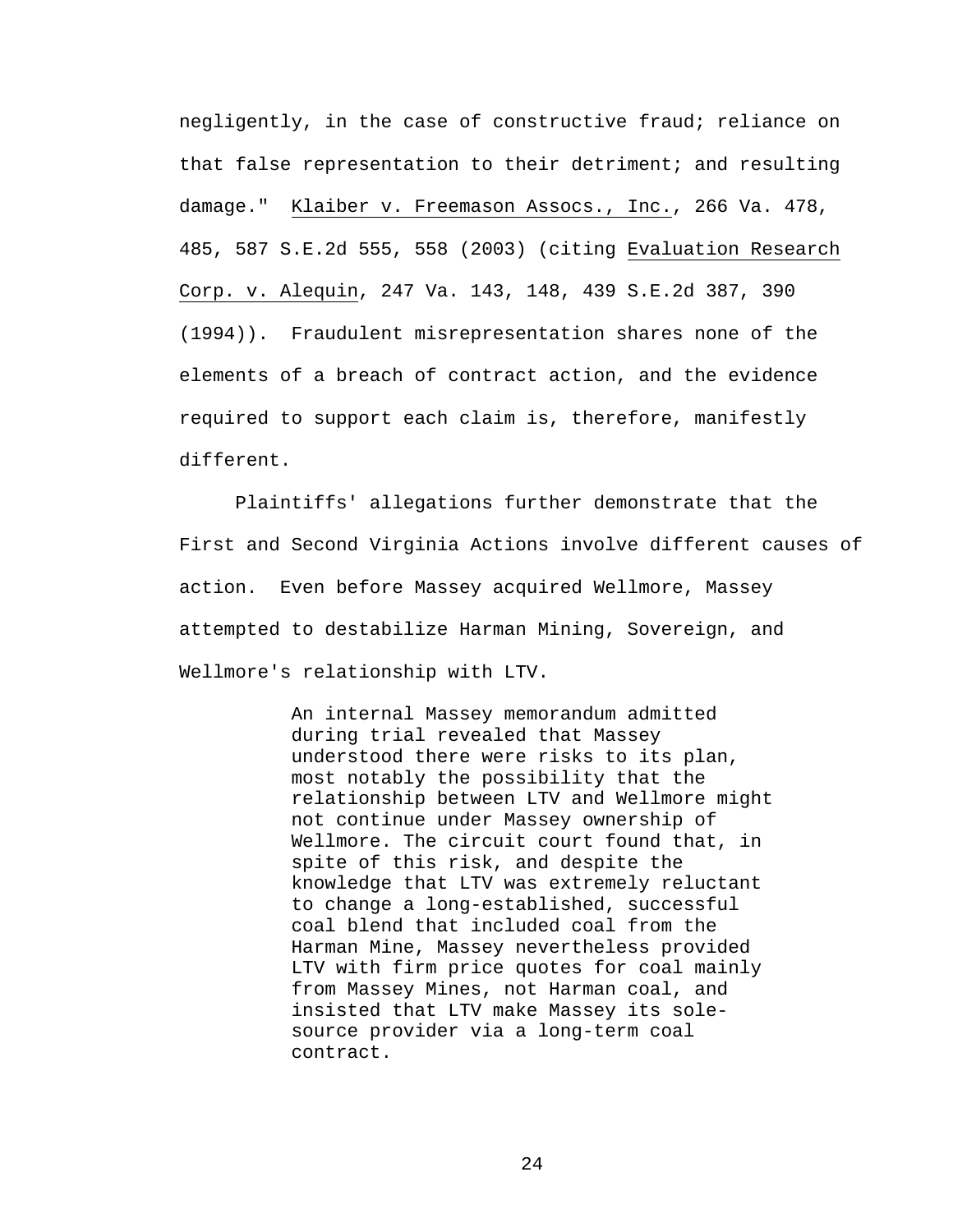negligently, in the case of constructive fraud; reliance on that false representation to their detriment; and resulting damage." Klaiber v. Freemason Assocs., Inc., 266 Va. 478, 485, 587 S.E.2d 555, 558 (2003) (citing Evaluation Research Corp. v. Alequin, 247 Va. 143, 148, 439 S.E.2d 387, 390 (1994)). Fraudulent misrepresentation shares none of the elements of a breach of contract action, and the evidence required to support each claim is, therefore, manifestly different.

Plaintiffs' allegations further demonstrate that the First and Second Virginia Actions involve different causes of action. Even before Massey acquired Wellmore, Massey attempted to destabilize Harman Mining, Sovereign, and Wellmore's relationship with LTV.

> An internal Massey memorandum admitted during trial revealed that Massey understood there were risks to its plan, most notably the possibility that the relationship between LTV and Wellmore might not continue under Massey ownership of Wellmore. The circuit court found that, in spite of this risk, and despite the knowledge that LTV was extremely reluctant to change a long-established, successful coal blend that included coal from the Harman Mine, Massey nevertheless provided LTV with firm price quotes for coal mainly from Massey Mines, not Harman coal, and insisted that LTV make Massey its sole-source provider via a long-term coal contract.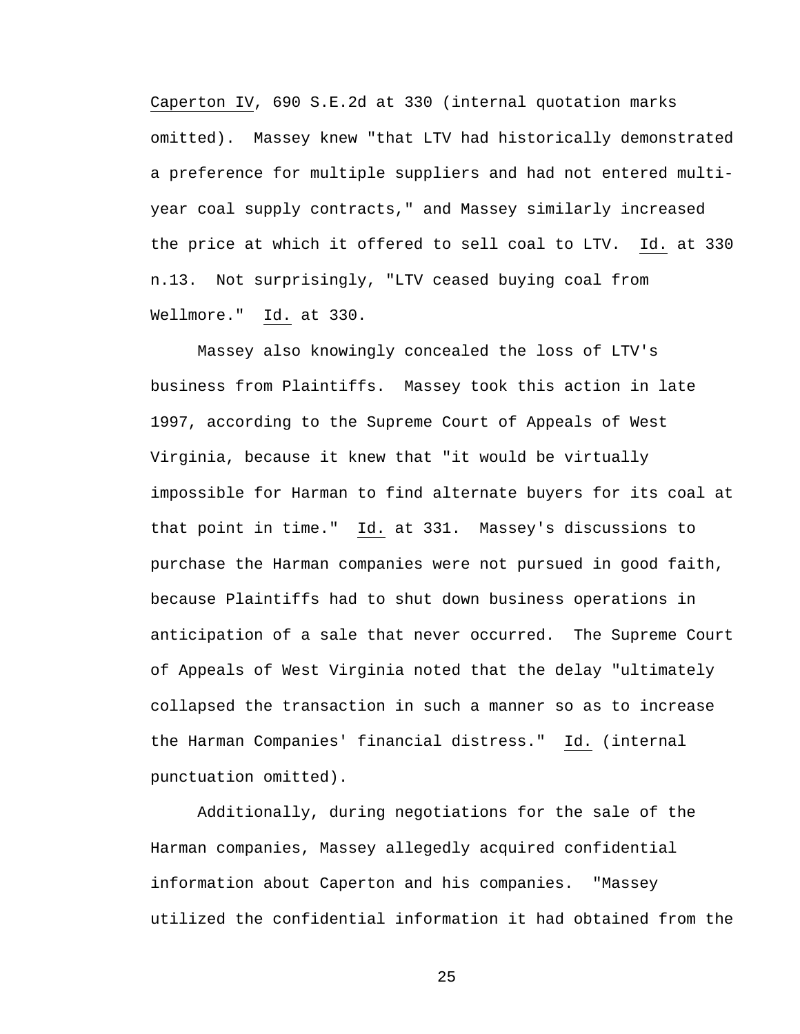Caperton IV, 690 S.E.2d at 330 (internal quotation marks omitted). Massey knew "that LTV had historically demonstrated a preference for multiple suppliers and had not entered multi-year coal supply contracts," and Massey similarly increased the price at which it offered to sell coal to LTV. Id. at 330 n.13. Not surprisingly, "LTV ceased buying coal from Wellmore." Id. at 330.

Massey also knowingly concealed the loss of LTV's business from Plaintiffs. Massey took this action in late 1997, according to the Supreme Court of Appeals of West Virginia, because it knew that "it would be virtually impossible for Harman to find alternate buyers for its coal at that point in time." Id. at 331. Massey's discussions to purchase the Harman companies were not pursued in good faith, because Plaintiffs had to shut down business operations in anticipation of a sale that never occurred. The Supreme Court of Appeals of West Virginia noted that the delay "ultimately collapsed the transaction in such a manner so as to increase the Harman Companies' financial distress." Id. (internal punctuation omitted).

Additionally, during negotiations for the sale of the Harman companies, Massey allegedly acquired confidential information about Caperton and his companies. "Massey utilized the confidential information it had obtained from the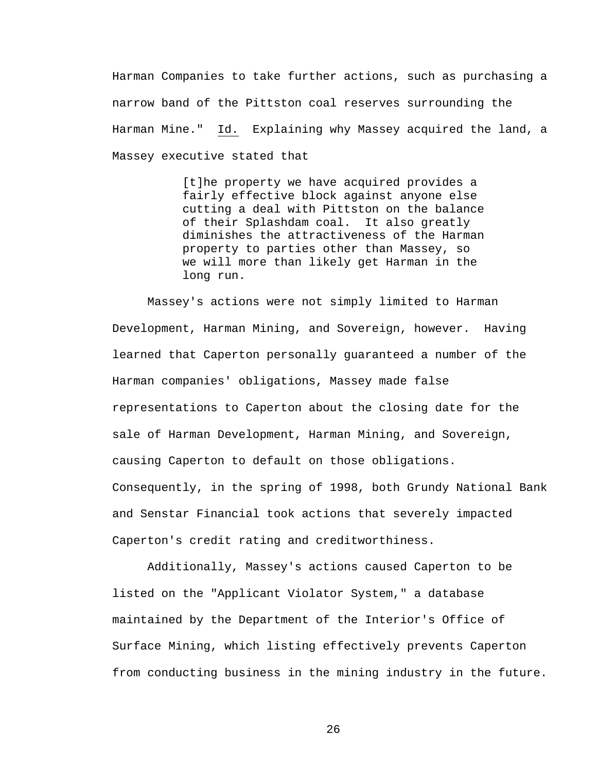Harman Companies to take further actions, such as purchasing a narrow band of the Pittston coal reserves surrounding the Harman Mine." Id. Explaining why Massey acquired the land, a Massey executive stated that

> [t]he property we have acquired provides a fairly effective block against anyone else cutting a deal with Pittston on the balance of their Splashdam coal. It also greatly diminishes the attractiveness of the Harman property to parties other than Massey, so we will more than likely get Harman in the long run.

Massey's actions were not simply limited to Harman Development, Harman Mining, and Sovereign, however. Having learned that Caperton personally guaranteed a number of the Harman companies' obligations, Massey made false representations to Caperton about the closing date for the sale of Harman Development, Harman Mining, and Sovereign, causing Caperton to default on those obligations. Consequently, in the spring of 1998, both Grundy National Bank and Senstar Financial took actions that severely impacted Caperton's credit rating and creditworthiness.

Additionally, Massey's actions caused Caperton to be listed on the "Applicant Violator System," a database maintained by the Department of the Interior's Office of Surface Mining, which listing effectively prevents Caperton from conducting business in the mining industry in the future.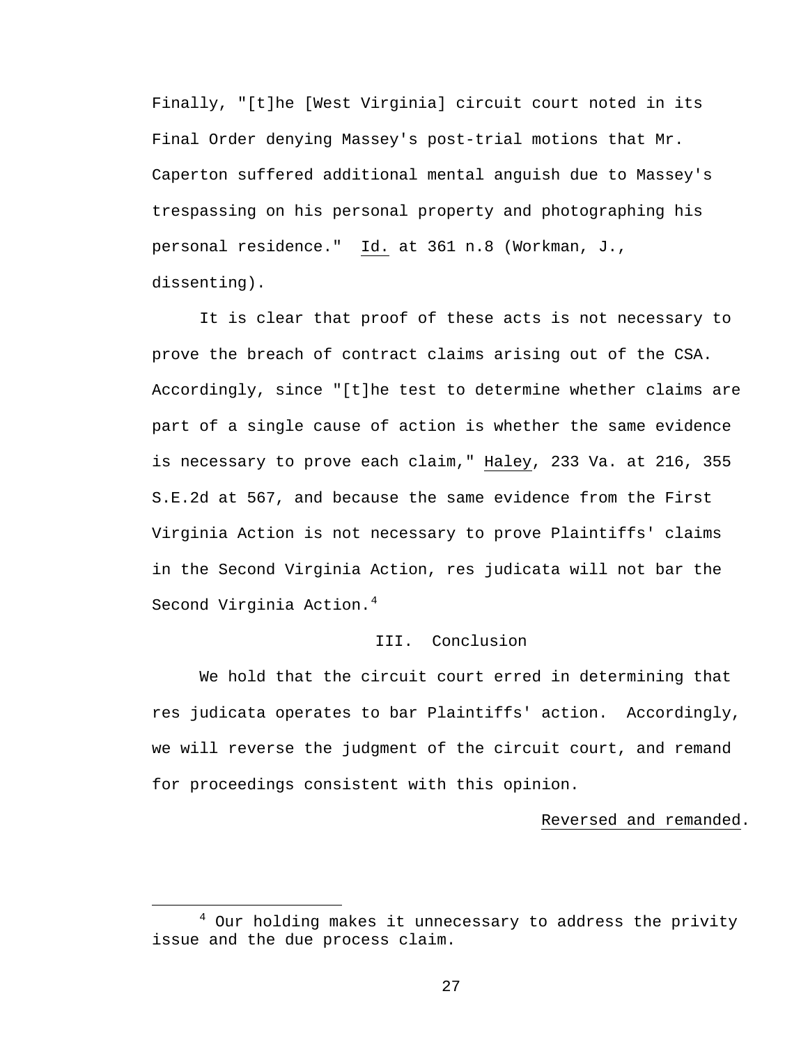Finally, "[t]he [West Virginia] circuit court noted in its Final Order denying Massey's post-trial motions that Mr. Caperton suffered additional mental anguish due to Massey's trespassing on his personal property and photographing his personal residence." Id. at 361 n.8 (Workman, J., dissenting).

It is clear that proof of these acts is not necessary to prove the breach of contract claims arising out of the CSA. Accordingly, since "[t]he test to determine whether claims are part of a single cause of action is whether the same evidence is necessary to prove each claim," Haley, 233 Va. at 216, 355 S.E.2d at 567, and because the same evidence from the First Virginia Action is not necessary to prove Plaintiffs' claims in the Second Virginia Action, res judicata will not bar the Second Virginia Action.[4]

## III. Conclusion

We hold that the circuit court erred in determining that res judicata operates to bar Plaintiffs' action. Accordingly, we will reverse the judgment of the circuit court, and remand for proceedings consistent with this opinion.

Reversed and remanded.

---

[4] Our holding makes it unnecessary to address the privity issue and the due process claim.